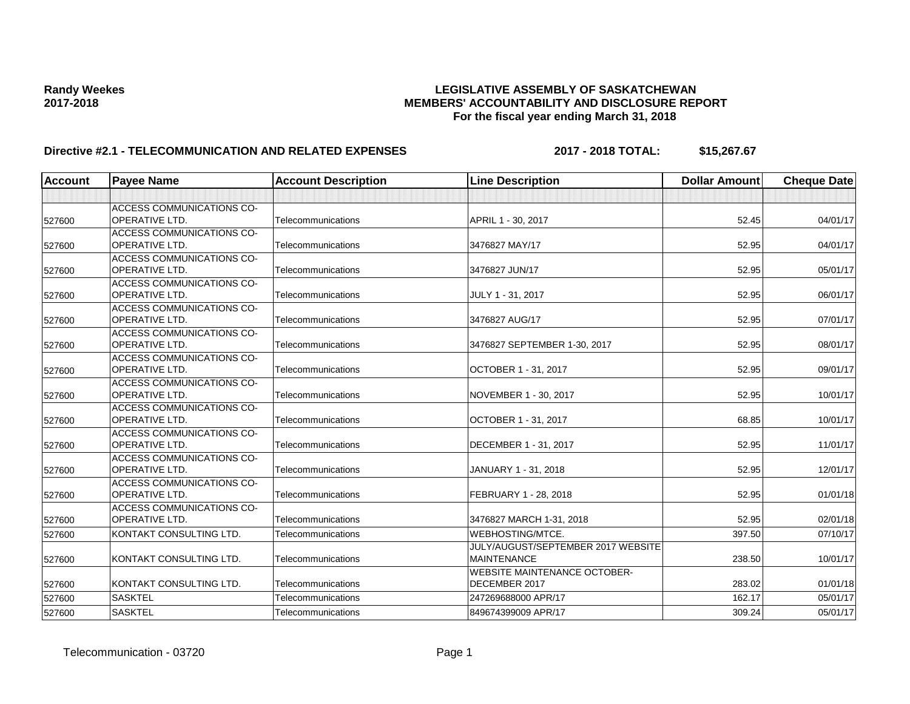**Randy Weekes**
**2017-2018**

# LEGISLATIVE ASSEMBLY OF SASKATCHEWAN
## MEMBERS' ACCOUNTABILITY AND DISCLOSURE REPORT
### For the fiscal year ending March 31, 2018

**Directive #2.1 - TELECOMMUNICATION AND RELATED EXPENSES** **2017 - 2018 TOTAL: $15,267.67**

| Account | Payee Name | Account Description | Line Description | Dollar Amount | Cheque Date |
|---|---|---|---|---|---|
| | | | | | |
| 527600 | ACCESS COMMUNICATIONS CO-OPERATIVE LTD. | Telecommunications | APRIL 1 - 30, 2017 | 52.45 | 04/01/17 |
| 527600 | ACCESS COMMUNICATIONS CO-OPERATIVE LTD. | Telecommunications | 3476827 MAY/17 | 52.95 | 04/01/17 |
| 527600 | ACCESS COMMUNICATIONS CO-OPERATIVE LTD. | Telecommunications | 3476827 JUN/17 | 52.95 | 05/01/17 |
| 527600 | ACCESS COMMUNICATIONS CO-OPERATIVE LTD. | Telecommunications | JULY 1 - 31, 2017 | 52.95 | 06/01/17 |
| 527600 | ACCESS COMMUNICATIONS CO-OPERATIVE LTD. | Telecommunications | 3476827 AUG/17 | 52.95 | 07/01/17 |
| 527600 | ACCESS COMMUNICATIONS CO-OPERATIVE LTD. | Telecommunications | 3476827 SEPTEMBER 1-30, 2017 | 52.95 | 08/01/17 |
| 527600 | ACCESS COMMUNICATIONS CO-OPERATIVE LTD. | Telecommunications | OCTOBER 1 - 31, 2017 | 52.95 | 09/01/17 |
| 527600 | ACCESS COMMUNICATIONS CO-OPERATIVE LTD. | Telecommunications | NOVEMBER 1 - 30, 2017 | 52.95 | 10/01/17 |
| 527600 | ACCESS COMMUNICATIONS CO-OPERATIVE LTD. | Telecommunications | OCTOBER 1 - 31, 2017 | 68.85 | 10/01/17 |
| 527600 | ACCESS COMMUNICATIONS CO-OPERATIVE LTD. | Telecommunications | DECEMBER 1 - 31, 2017 | 52.95 | 11/01/17 |
| 527600 | ACCESS COMMUNICATIONS CO-OPERATIVE LTD. | Telecommunications | JANUARY 1 - 31, 2018 | 52.95 | 12/01/17 |
| 527600 | ACCESS COMMUNICATIONS CO-OPERATIVE LTD. | Telecommunications | FEBRUARY 1 - 28, 2018 | 52.95 | 01/01/18 |
| 527600 | ACCESS COMMUNICATIONS CO-OPERATIVE LTD. | Telecommunications | 3476827 MARCH 1-31, 2018 | 52.95 | 02/01/18 |
| 527600 | KONTAKT CONSULTING LTD. | Telecommunications | WEBHOSTING/MTCE. | 397.50 | 07/10/17 |
| 527600 | KONTAKT CONSULTING LTD. | Telecommunications | JULY/AUGUST/SEPTEMBER 2017 WEBSITE MAINTENANCE | 238.50 | 10/01/17 |
| 527600 | KONTAKT CONSULTING LTD. | Telecommunications | WEBSITE MAINTENANCE OCTOBER-DECEMBER 2017 | 283.02 | 01/01/18 |
| 527600 | SASKTEL | Telecommunications | 247269688000 APR/17 | 162.17 | 05/01/17 |
| 527600 | SASKTEL | Telecommunications | 849674399009 APR/17 | 309.24 | 05/01/17 |

Telecommunication - 03720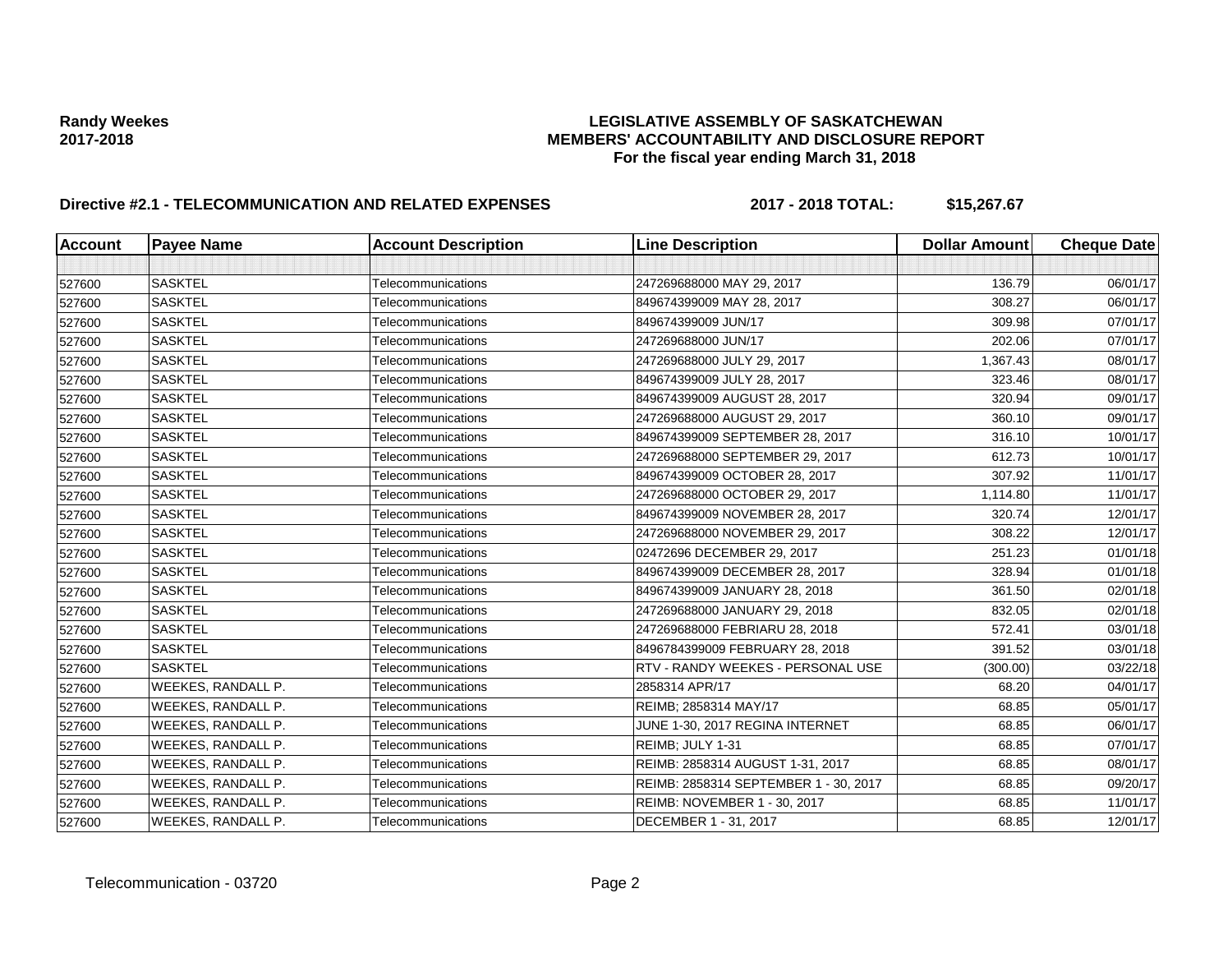**Randy Weekes**
**2017-2018**

**LEGISLATIVE ASSEMBLY OF SASKATCHEWAN**
**MEMBERS' ACCOUNTABILITY AND DISCLOSURE REPORT**
**For the fiscal year ending March 31, 2018**

**Directive #2.1 - TELECOMMUNICATION AND RELATED EXPENSES** **2017 - 2018 TOTAL: $15,267.67**

| Account | Payee Name | Account Description | Line Description | Dollar Amount | Cheque Date |
|---|---|---|---|---|---|
| | | | | | |
| 527600 | SASKTEL | Telecommunications | 247269688000 MAY 29, 2017 | 136.79 | 06/01/17 |
| 527600 | SASKTEL | Telecommunications | 849674399009 MAY 28, 2017 | 308.27 | 06/01/17 |
| 527600 | SASKTEL | Telecommunications | 849674399009 JUN/17 | 309.98 | 07/01/17 |
| 527600 | SASKTEL | Telecommunications | 247269688000 JUN/17 | 202.06 | 07/01/17 |
| 527600 | SASKTEL | Telecommunications | 247269688000 JULY 29, 2017 | 1,367.43 | 08/01/17 |
| 527600 | SASKTEL | Telecommunications | 849674399009 JULY 28, 2017 | 323.46 | 08/01/17 |
| 527600 | SASKTEL | Telecommunications | 849674399009 AUGUST 28, 2017 | 320.94 | 09/01/17 |
| 527600 | SASKTEL | Telecommunications | 247269688000 AUGUST 29, 2017 | 360.10 | 09/01/17 |
| 527600 | SASKTEL | Telecommunications | 849674399009 SEPTEMBER 28, 2017 | 316.10 | 10/01/17 |
| 527600 | SASKTEL | Telecommunications | 247269688000 SEPTEMBER 29, 2017 | 612.73 | 10/01/17 |
| 527600 | SASKTEL | Telecommunications | 849674399009 OCTOBER 28, 2017 | 307.92 | 11/01/17 |
| 527600 | SASKTEL | Telecommunications | 247269688000 OCTOBER 29, 2017 | 1,114.80 | 11/01/17 |
| 527600 | SASKTEL | Telecommunications | 849674399009 NOVEMBER 28, 2017 | 320.74 | 12/01/17 |
| 527600 | SASKTEL | Telecommunications | 247269688000 NOVEMBER 29, 2017 | 308.22 | 12/01/17 |
| 527600 | SASKTEL | Telecommunications | 02472696 DECEMBER 29, 2017 | 251.23 | 01/01/18 |
| 527600 | SASKTEL | Telecommunications | 849674399009 DECEMBER 28, 2017 | 328.94 | 01/01/18 |
| 527600 | SASKTEL | Telecommunications | 849674399009 JANUARY 28, 2018 | 361.50 | 02/01/18 |
| 527600 | SASKTEL | Telecommunications | 247269688000 JANUARY 29, 2018 | 832.05 | 02/01/18 |
| 527600 | SASKTEL | Telecommunications | 247269688000 FEBRIARU 28, 2018 | 572.41 | 03/01/18 |
| 527600 | SASKTEL | Telecommunications | 8496784399009 FEBRUARY 28, 2018 | 391.52 | 03/01/18 |
| 527600 | SASKTEL | Telecommunications | RTV - RANDY WEEKES - PERSONAL USE | (300.00) | 03/22/18 |
| 527600 | WEEKES, RANDALL P. | Telecommunications | 2858314 APR/17 | 68.20 | 04/01/17 |
| 527600 | WEEKES, RANDALL P. | Telecommunications | REIMB; 2858314 MAY/17 | 68.85 | 05/01/17 |
| 527600 | WEEKES, RANDALL P. | Telecommunications | JUNE 1-30, 2017 REGINA INTERNET | 68.85 | 06/01/17 |
| 527600 | WEEKES, RANDALL P. | Telecommunications | REIMB; JULY 1-31 | 68.85 | 07/01/17 |
| 527600 | WEEKES, RANDALL P. | Telecommunications | REIMB: 2858314 AUGUST 1-31, 2017 | 68.85 | 08/01/17 |
| 527600 | WEEKES, RANDALL P. | Telecommunications | REIMB: 2858314 SEPTEMBER 1 - 30, 2017 | 68.85 | 09/20/17 |
| 527600 | WEEKES, RANDALL P. | Telecommunications | REIMB: NOVEMBER 1 - 30, 2017 | 68.85 | 11/01/17 |
| 527600 | WEEKES, RANDALL P. | Telecommunications | DECEMBER 1 - 31, 2017 | 68.85 | 12/01/17 |

Telecommunication - 03720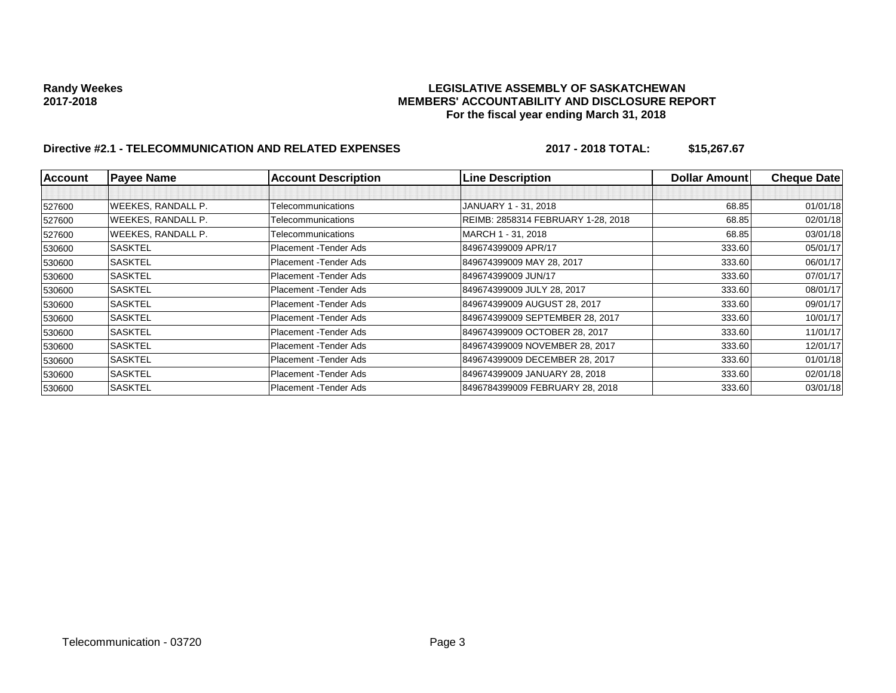**Randy Weekes**
**2017-2018**

**LEGISLATIVE ASSEMBLY OF SASKATCHEWAN**
**MEMBERS' ACCOUNTABILITY AND DISCLOSURE REPORT**
**For the fiscal year ending March 31, 2018**

**Directive #2.1 - TELECOMMUNICATION AND RELATED EXPENSES** **2017 - 2018 TOTAL: $15,267.67**

| Account | Payee Name | Account Description | Line Description | Dollar Amount | Cheque Date |
|---|---|---|---|---|---|
| | | | | | |
| 527600 | WEEKES, RANDALL P. | Telecommunications | JANUARY 1 - 31, 2018 | 68.85 | 01/01/18 |
| 527600 | WEEKES, RANDALL P. | Telecommunications | REIMB: 2858314 FEBRUARY 1-28, 2018 | 68.85 | 02/01/18 |
| 527600 | WEEKES, RANDALL P. | Telecommunications | MARCH 1 - 31, 2018 | 68.85 | 03/01/18 |
| 530600 | SASKTEL | Placement -Tender Ads | 849674399009 APR/17 | 333.60 | 05/01/17 |
| 530600 | SASKTEL | Placement -Tender Ads | 849674399009 MAY 28, 2017 | 333.60 | 06/01/17 |
| 530600 | SASKTEL | Placement -Tender Ads | 849674399009 JUN/17 | 333.60 | 07/01/17 |
| 530600 | SASKTEL | Placement -Tender Ads | 849674399009 JULY 28, 2017 | 333.60 | 08/01/17 |
| 530600 | SASKTEL | Placement -Tender Ads | 849674399009 AUGUST 28, 2017 | 333.60 | 09/01/17 |
| 530600 | SASKTEL | Placement -Tender Ads | 849674399009 SEPTEMBER 28, 2017 | 333.60 | 10/01/17 |
| 530600 | SASKTEL | Placement -Tender Ads | 849674399009 OCTOBER 28, 2017 | 333.60 | 11/01/17 |
| 530600 | SASKTEL | Placement -Tender Ads | 849674399009 NOVEMBER 28, 2017 | 333.60 | 12/01/17 |
| 530600 | SASKTEL | Placement -Tender Ads | 849674399009 DECEMBER 28, 2017 | 333.60 | 01/01/18 |
| 530600 | SASKTEL | Placement -Tender Ads | 849674399009 JANUARY 28, 2018 | 333.60 | 02/01/18 |
| 530600 | SASKTEL | Placement -Tender Ads | 8496784399009 FEBRUARY 28, 2018 | 333.60 | 03/01/18 |

Telecommunication - 03720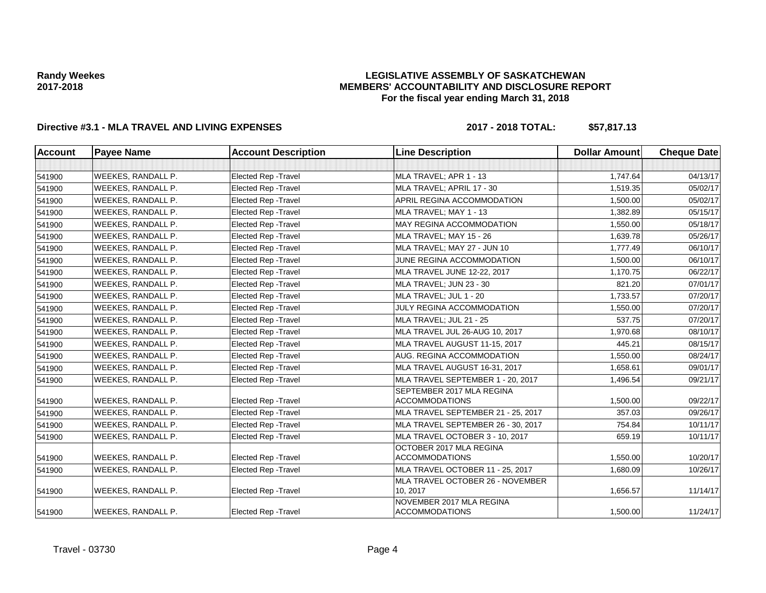**Randy Weekes**
**2017-2018**

**LEGISLATIVE ASSEMBLY OF SASKATCHEWAN**
**MEMBERS' ACCOUNTABILITY AND DISCLOSURE REPORT**
**For the fiscal year ending March 31, 2018**

**Directive #3.1 - MLA TRAVEL AND LIVING EXPENSES** **2017 - 2018 TOTAL: $57,817.13**

| Account | Payee Name | Account Description | Line Description | Dollar Amount | Cheque Date |
|---|---|---|---|---|---|
| | | | | | |
| 541900 | WEEKES, RANDALL P. | Elected Rep -Travel | MLA TRAVEL; APR 1 - 13 | 1,747.64 | 04/13/17 |
| 541900 | WEEKES, RANDALL P. | Elected Rep -Travel | MLA TRAVEL; APRIL 17 - 30 | 1,519.35 | 05/02/17 |
| 541900 | WEEKES, RANDALL P. | Elected Rep -Travel | APRIL REGINA ACCOMMODATION | 1,500.00 | 05/02/17 |
| 541900 | WEEKES, RANDALL P. | Elected Rep -Travel | MLA TRAVEL; MAY 1 - 13 | 1,382.89 | 05/15/17 |
| 541900 | WEEKES, RANDALL P. | Elected Rep -Travel | MAY REGINA ACCOMMODATION | 1,550.00 | 05/18/17 |
| 541900 | WEEKES, RANDALL P. | Elected Rep -Travel | MLA TRAVEL; MAY 15 - 26 | 1,639.78 | 05/26/17 |
| 541900 | WEEKES, RANDALL P. | Elected Rep -Travel | MLA TRAVEL; MAY 27 - JUN 10 | 1,777.49 | 06/10/17 |
| 541900 | WEEKES, RANDALL P. | Elected Rep -Travel | JUNE REGINA ACCOMMODATION | 1,500.00 | 06/10/17 |
| 541900 | WEEKES, RANDALL P. | Elected Rep -Travel | MLA TRAVEL JUNE 12-22, 2017 | 1,170.75 | 06/22/17 |
| 541900 | WEEKES, RANDALL P. | Elected Rep -Travel | MLA TRAVEL; JUN 23 - 30 | 821.20 | 07/01/17 |
| 541900 | WEEKES, RANDALL P. | Elected Rep -Travel | MLA TRAVEL; JUL 1 - 20 | 1,733.57 | 07/20/17 |
| 541900 | WEEKES, RANDALL P. | Elected Rep -Travel | JULY REGINA ACCOMMODATION | 1,550.00 | 07/20/17 |
| 541900 | WEEKES, RANDALL P. | Elected Rep -Travel | MLA TRAVEL; JUL 21 - 25 | 537.75 | 07/20/17 |
| 541900 | WEEKES, RANDALL P. | Elected Rep -Travel | MLA TRAVEL JUL 26-AUG 10, 2017 | 1,970.68 | 08/10/17 |
| 541900 | WEEKES, RANDALL P. | Elected Rep -Travel | MLA TRAVEL AUGUST 11-15, 2017 | 445.21 | 08/15/17 |
| 541900 | WEEKES, RANDALL P. | Elected Rep -Travel | AUG. REGINA ACCOMMODATION | 1,550.00 | 08/24/17 |
| 541900 | WEEKES, RANDALL P. | Elected Rep -Travel | MLA TRAVEL AUGUST 16-31, 2017 | 1,658.61 | 09/01/17 |
| 541900 | WEEKES, RANDALL P. | Elected Rep -Travel | MLA TRAVEL SEPTEMBER 1 - 20, 2017 | 1,496.54 | 09/21/17 |
| 541900 | WEEKES, RANDALL P. | Elected Rep -Travel | SEPTEMBER 2017 MLA REGINA ACCOMMODATIONS | 1,500.00 | 09/22/17 |
| 541900 | WEEKES, RANDALL P. | Elected Rep -Travel | MLA TRAVEL SEPTEMBER 21 - 25, 2017 | 357.03 | 09/26/17 |
| 541900 | WEEKES, RANDALL P. | Elected Rep -Travel | MLA TRAVEL SEPTEMBER 26 - 30, 2017 | 754.84 | 10/11/17 |
| 541900 | WEEKES, RANDALL P. | Elected Rep -Travel | MLA TRAVEL OCTOBER 3 - 10, 2017 | 659.19 | 10/11/17 |
| 541900 | WEEKES, RANDALL P. | Elected Rep -Travel | OCTOBER 2017 MLA REGINA ACCOMMODATIONS | 1,550.00 | 10/20/17 |
| 541900 | WEEKES, RANDALL P. | Elected Rep -Travel | MLA TRAVEL OCTOBER 11 - 25, 2017 | 1,680.09 | 10/26/17 |
| 541900 | WEEKES, RANDALL P. | Elected Rep -Travel | MLA TRAVEL OCTOBER 26 - NOVEMBER 10, 2017 | 1,656.57 | 11/14/17 |
| 541900 | WEEKES, RANDALL P. | Elected Rep -Travel | NOVEMBER 2017 MLA REGINA ACCOMMODATIONS | 1,500.00 | 11/24/17 |

Travel - 03730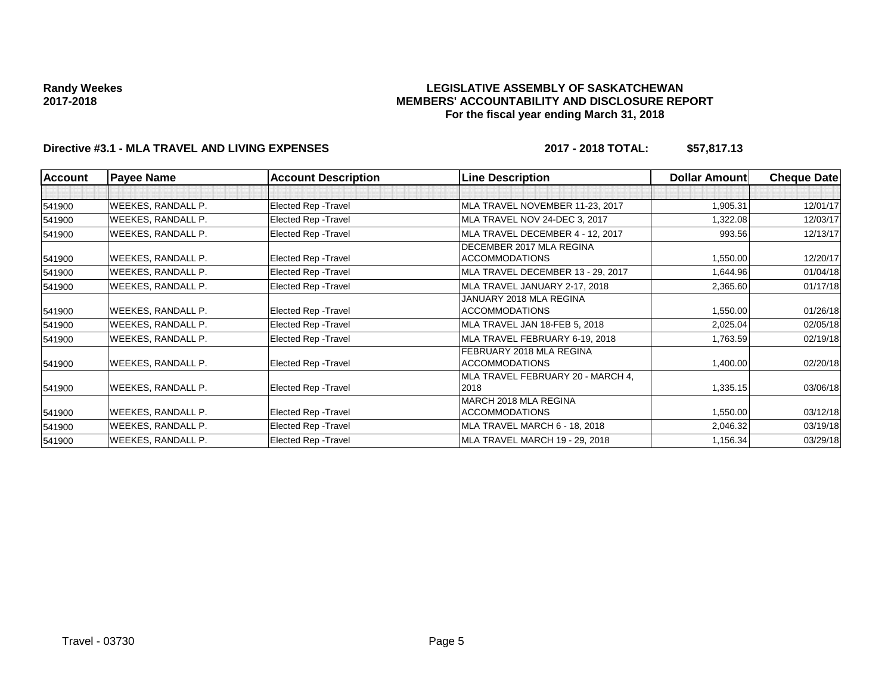**Randy Weekes**
**2017-2018**

# LEGISLATIVE ASSEMBLY OF SASKATCHEWAN
## MEMBERS' ACCOUNTABILITY AND DISCLOSURE REPORT
### For the fiscal year ending March 31, 2018

**Directive #3.1 - MLA TRAVEL AND LIVING EXPENSES** **2017 - 2018 TOTAL: $57,817.13**

| Account | Payee Name | Account Description | Line Description | Dollar Amount | Cheque Date |
|---|---|---|---|---|---|
| | | | | | |
| 541900 | WEEKES, RANDALL P. | Elected Rep -Travel | MLA TRAVEL NOVEMBER 11-23, 2017 | 1,905.31 | 12/01/17 |
| 541900 | WEEKES, RANDALL P. | Elected Rep -Travel | MLA TRAVEL NOV 24-DEC 3, 2017 | 1,322.08 | 12/03/17 |
| 541900 | WEEKES, RANDALL P. | Elected Rep -Travel | MLA TRAVEL DECEMBER 4 - 12, 2017 | 993.56 | 12/13/17 |
| 541900 | WEEKES, RANDALL P. | Elected Rep -Travel | DECEMBER 2017 MLA REGINA ACCOMMODATIONS | 1,550.00 | 12/20/17 |
| 541900 | WEEKES, RANDALL P. | Elected Rep -Travel | MLA TRAVEL DECEMBER 13 - 29, 2017 | 1,644.96 | 01/04/18 |
| 541900 | WEEKES, RANDALL P. | Elected Rep -Travel | MLA TRAVEL JANUARY 2-17, 2018 | 2,365.60 | 01/17/18 |
| 541900 | WEEKES, RANDALL P. | Elected Rep -Travel | JANUARY 2018 MLA REGINA ACCOMMODATIONS | 1,550.00 | 01/26/18 |
| 541900 | WEEKES, RANDALL P. | Elected Rep -Travel | MLA TRAVEL JAN 18-FEB 5, 2018 | 2,025.04 | 02/05/18 |
| 541900 | WEEKES, RANDALL P. | Elected Rep -Travel | MLA TRAVEL FEBRUARY 6-19, 2018 | 1,763.59 | 02/19/18 |
| 541900 | WEEKES, RANDALL P. | Elected Rep -Travel | FEBRUARY 2018 MLA REGINA ACCOMMODATIONS | 1,400.00 | 02/20/18 |
| 541900 | WEEKES, RANDALL P. | Elected Rep -Travel | MLA TRAVEL FEBRUARY 20 - MARCH 4, 2018 | 1,335.15 | 03/06/18 |
| 541900 | WEEKES, RANDALL P. | Elected Rep -Travel | MARCH 2018 MLA REGINA ACCOMMODATIONS | 1,550.00 | 03/12/18 |
| 541900 | WEEKES, RANDALL P. | Elected Rep -Travel | MLA TRAVEL MARCH 6 - 18, 2018 | 2,046.32 | 03/19/18 |
| 541900 | WEEKES, RANDALL P. | Elected Rep -Travel | MLA TRAVEL MARCH 19 - 29, 2018 | 1,156.34 | 03/29/18 |

Travel - 03730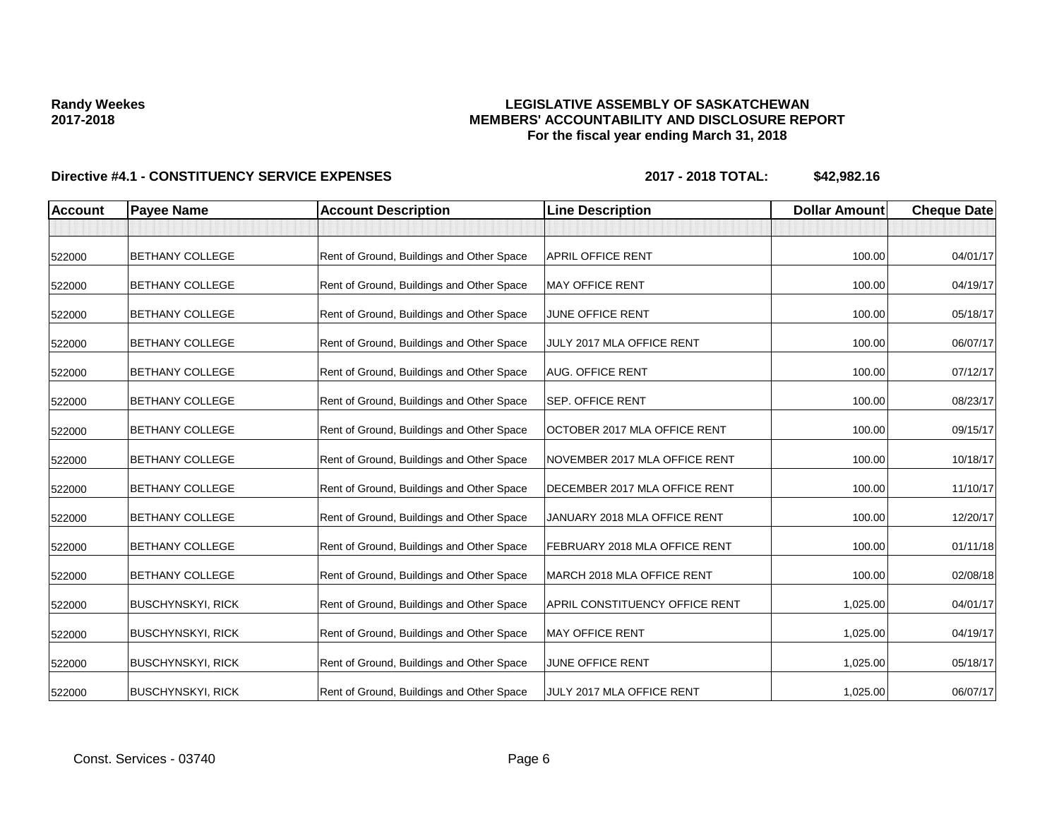**Randy Weekes**
**2017-2018**

**LEGISLATIVE ASSEMBLY OF SASKATCHEWAN**
**MEMBERS' ACCOUNTABILITY AND DISCLOSURE REPORT**
**For the fiscal year ending March 31, 2018**

**Directive #4.1 - CONSTITUENCY SERVICE EXPENSES** **2017 - 2018 TOTAL: $42,982.16**

| Account | Payee Name | Account Description | Line Description | Dollar Amount | Cheque Date |
|---|---|---|---|---|---|
| | | | | | |
| 522000 | BETHANY COLLEGE | Rent of Ground, Buildings and Other Space | APRIL OFFICE RENT | 100.00 | 04/01/17 |
| 522000 | BETHANY COLLEGE | Rent of Ground, Buildings and Other Space | MAY OFFICE RENT | 100.00 | 04/19/17 |
| 522000 | BETHANY COLLEGE | Rent of Ground, Buildings and Other Space | JUNE OFFICE RENT | 100.00 | 05/18/17 |
| 522000 | BETHANY COLLEGE | Rent of Ground, Buildings and Other Space | JULY 2017 MLA OFFICE RENT | 100.00 | 06/07/17 |
| 522000 | BETHANY COLLEGE | Rent of Ground, Buildings and Other Space | AUG. OFFICE RENT | 100.00 | 07/12/17 |
| 522000 | BETHANY COLLEGE | Rent of Ground, Buildings and Other Space | SEP. OFFICE RENT | 100.00 | 08/23/17 |
| 522000 | BETHANY COLLEGE | Rent of Ground, Buildings and Other Space | OCTOBER 2017 MLA OFFICE RENT | 100.00 | 09/15/17 |
| 522000 | BETHANY COLLEGE | Rent of Ground, Buildings and Other Space | NOVEMBER 2017 MLA OFFICE RENT | 100.00 | 10/18/17 |
| 522000 | BETHANY COLLEGE | Rent of Ground, Buildings and Other Space | DECEMBER 2017 MLA OFFICE RENT | 100.00 | 11/10/17 |
| 522000 | BETHANY COLLEGE | Rent of Ground, Buildings and Other Space | JANUARY 2018 MLA OFFICE RENT | 100.00 | 12/20/17 |
| 522000 | BETHANY COLLEGE | Rent of Ground, Buildings and Other Space | FEBRUARY 2018 MLA OFFICE RENT | 100.00 | 01/11/18 |
| 522000 | BETHANY COLLEGE | Rent of Ground, Buildings and Other Space | MARCH 2018 MLA OFFICE RENT | 100.00 | 02/08/18 |
| 522000 | BUSCHYNSKYI, RICK | Rent of Ground, Buildings and Other Space | APRIL CONSTITUENCY OFFICE RENT | 1,025.00 | 04/01/17 |
| 522000 | BUSCHYNSKYI, RICK | Rent of Ground, Buildings and Other Space | MAY OFFICE RENT | 1,025.00 | 04/19/17 |
| 522000 | BUSCHYNSKYI, RICK | Rent of Ground, Buildings and Other Space | JUNE OFFICE RENT | 1,025.00 | 05/18/17 |
| 522000 | BUSCHYNSKYI, RICK | Rent of Ground, Buildings and Other Space | JULY 2017 MLA OFFICE RENT | 1,025.00 | 06/07/17 |

Const. Services - 03740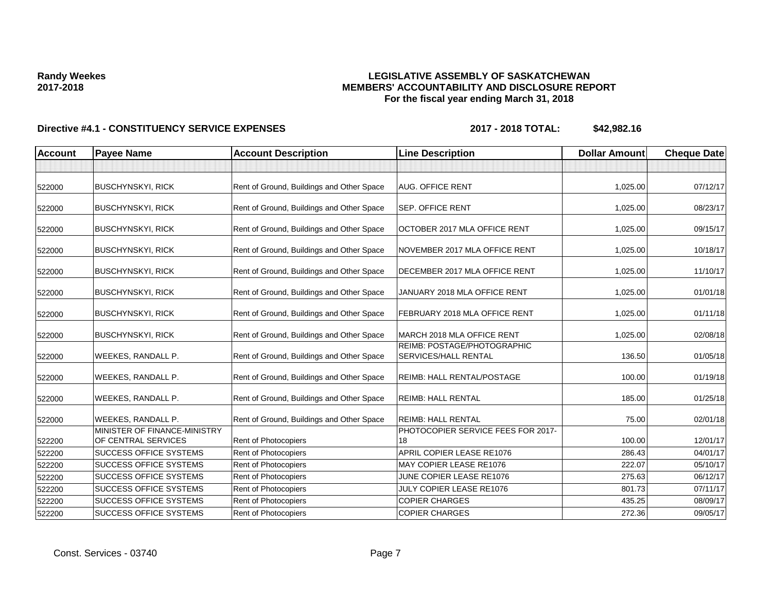**Randy Weekes**
**2017-2018**

# LEGISLATIVE ASSEMBLY OF SASKATCHEWAN
## MEMBERS' ACCOUNTABILITY AND DISCLOSURE REPORT
### For the fiscal year ending March 31, 2018

**Directive #4.1 - CONSTITUENCY SERVICE EXPENSES** **2017 - 2018 TOTAL: $42,982.16**

| Account | Payee Name | Account Description | Line Description | Dollar Amount | Cheque Date |
|---|---|---|---|---|---|
| | | | | | |
| 522000 | BUSCHYNSKYI, RICK | Rent of Ground, Buildings and Other Space | AUG. OFFICE RENT | 1,025.00 | 07/12/17 |
| 522000 | BUSCHYNSKYI, RICK | Rent of Ground, Buildings and Other Space | SEP. OFFICE RENT | 1,025.00 | 08/23/17 |
| 522000 | BUSCHYNSKYI, RICK | Rent of Ground, Buildings and Other Space | OCTOBER 2017 MLA OFFICE RENT | 1,025.00 | 09/15/17 |
| 522000 | BUSCHYNSKYI, RICK | Rent of Ground, Buildings and Other Space | NOVEMBER 2017 MLA OFFICE RENT | 1,025.00 | 10/18/17 |
| 522000 | BUSCHYNSKYI, RICK | Rent of Ground, Buildings and Other Space | DECEMBER 2017 MLA OFFICE RENT | 1,025.00 | 11/10/17 |
| 522000 | BUSCHYNSKYI, RICK | Rent of Ground, Buildings and Other Space | JANUARY 2018 MLA OFFICE RENT | 1,025.00 | 01/01/18 |
| 522000 | BUSCHYNSKYI, RICK | Rent of Ground, Buildings and Other Space | FEBRUARY 2018 MLA OFFICE RENT | 1,025.00 | 01/11/18 |
| 522000 | BUSCHYNSKYI, RICK | Rent of Ground, Buildings and Other Space | MARCH 2018 MLA OFFICE RENT | 1,025.00 | 02/08/18 |
| 522000 | WEEKES, RANDALL P. | Rent of Ground, Buildings and Other Space | REIMB: POSTAGE/PHOTOGRAPHIC SERVICES/HALL RENTAL | 136.50 | 01/05/18 |
| 522000 | WEEKES, RANDALL P. | Rent of Ground, Buildings and Other Space | REIMB: HALL RENTAL/POSTAGE | 100.00 | 01/19/18 |
| 522000 | WEEKES, RANDALL P. | Rent of Ground, Buildings and Other Space | REIMB: HALL RENTAL | 185.00 | 01/25/18 |
| 522000 | WEEKES, RANDALL P. | Rent of Ground, Buildings and Other Space | REIMB: HALL RENTAL | 75.00 | 02/01/18 |
| 522200 | MINISTER OF FINANCE-MINISTRY OF CENTRAL SERVICES | Rent of Photocopiers | PHOTOCOPIER SERVICE FEES FOR 2017-18 | 100.00 | 12/01/17 |
| 522200 | SUCCESS OFFICE SYSTEMS | Rent of Photocopiers | APRIL COPIER LEASE RE1076 | 286.43 | 04/01/17 |
| 522200 | SUCCESS OFFICE SYSTEMS | Rent of Photocopiers | MAY COPIER LEASE RE1076 | 222.07 | 05/10/17 |
| 522200 | SUCCESS OFFICE SYSTEMS | Rent of Photocopiers | JUNE COPIER LEASE RE1076 | 275.63 | 06/12/17 |
| 522200 | SUCCESS OFFICE SYSTEMS | Rent of Photocopiers | JULY COPIER LEASE RE1076 | 801.73 | 07/11/17 |
| 522200 | SUCCESS OFFICE SYSTEMS | Rent of Photocopiers | COPIER CHARGES | 435.25 | 08/09/17 |
| 522200 | SUCCESS OFFICE SYSTEMS | Rent of Photocopiers | COPIER CHARGES | 272.36 | 09/05/17 |

Const. Services - 03740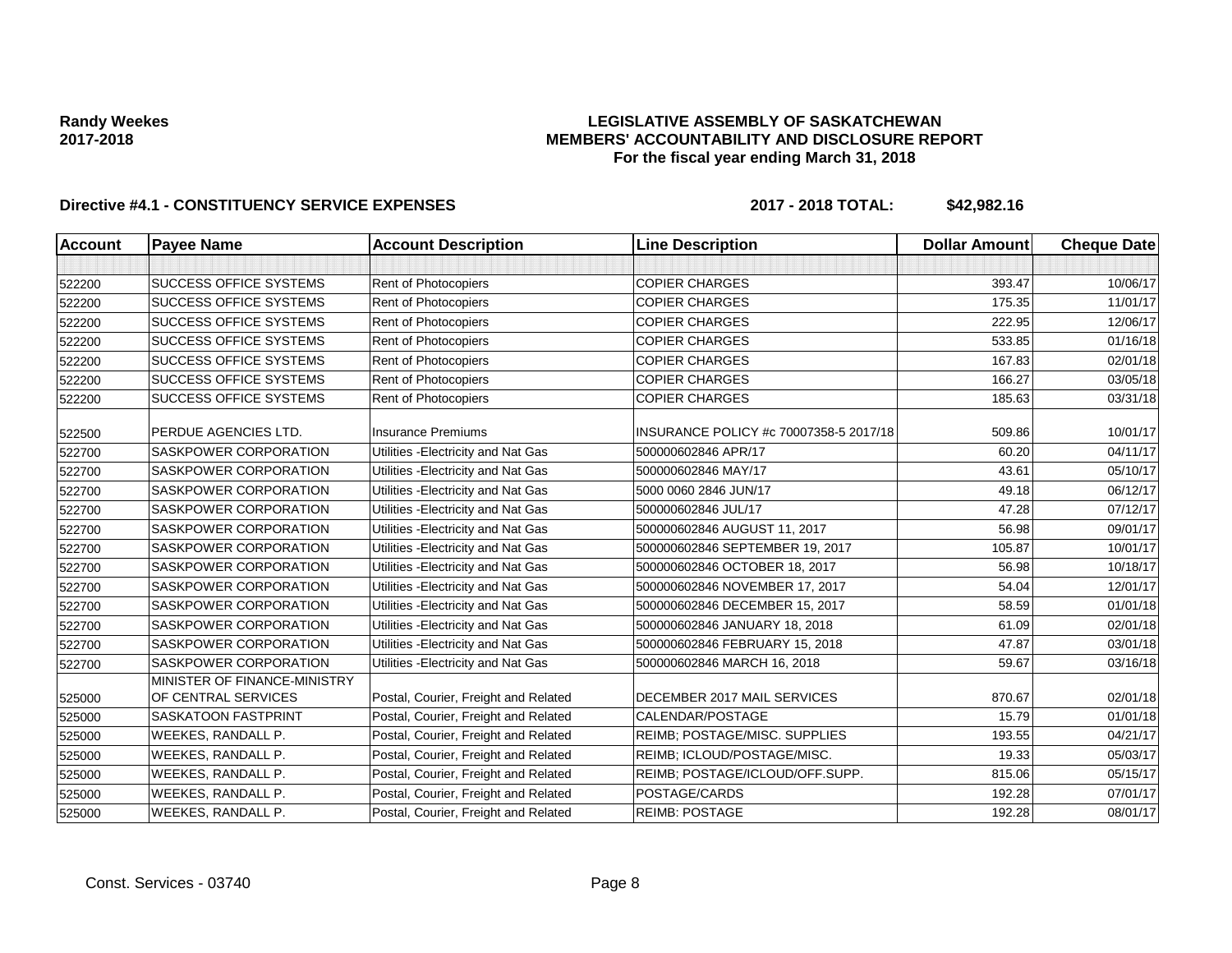**Randy Weekes**
**2017-2018**

**LEGISLATIVE ASSEMBLY OF SASKATCHEWAN**
**MEMBERS' ACCOUNTABILITY AND DISCLOSURE REPORT**
**For the fiscal year ending March 31, 2018**

**Directive #4.1 - CONSTITUENCY SERVICE EXPENSES** **2017 - 2018 TOTAL: $42,982.16**

| Account | Payee Name | Account Description | Line Description | Dollar Amount | Cheque Date |
|---|---|---|---|---|---|
| | | | | | |
| 522200 | SUCCESS OFFICE SYSTEMS | Rent of Photocopiers | COPIER CHARGES | 393.47 | 10/06/17 |
| 522200 | SUCCESS OFFICE SYSTEMS | Rent of Photocopiers | COPIER CHARGES | 175.35 | 11/01/17 |
| 522200 | SUCCESS OFFICE SYSTEMS | Rent of Photocopiers | COPIER CHARGES | 222.95 | 12/06/17 |
| 522200 | SUCCESS OFFICE SYSTEMS | Rent of Photocopiers | COPIER CHARGES | 533.85 | 01/16/18 |
| 522200 | SUCCESS OFFICE SYSTEMS | Rent of Photocopiers | COPIER CHARGES | 167.83 | 02/01/18 |
| 522200 | SUCCESS OFFICE SYSTEMS | Rent of Photocopiers | COPIER CHARGES | 166.27 | 03/05/18 |
| 522200 | SUCCESS OFFICE SYSTEMS | Rent of Photocopiers | COPIER CHARGES | 185.63 | 03/31/18 |
| 522500 | PERDUE AGENCIES LTD. | Insurance Premiums | INSURANCE POLICY #c 70007358-5 2017/18 | 509.86 | 10/01/17 |
| 522700 | SASKPOWER CORPORATION | Utilities -Electricity and Nat Gas | 500000602846 APR/17 | 60.20 | 04/11/17 |
| 522700 | SASKPOWER CORPORATION | Utilities -Electricity and Nat Gas | 500000602846 MAY/17 | 43.61 | 05/10/17 |
| 522700 | SASKPOWER CORPORATION | Utilities -Electricity and Nat Gas | 5000 0060 2846 JUN/17 | 49.18 | 06/12/17 |
| 522700 | SASKPOWER CORPORATION | Utilities -Electricity and Nat Gas | 500000602846 JUL/17 | 47.28 | 07/12/17 |
| 522700 | SASKPOWER CORPORATION | Utilities -Electricity and Nat Gas | 500000602846 AUGUST 11, 2017 | 56.98 | 09/01/17 |
| 522700 | SASKPOWER CORPORATION | Utilities -Electricity and Nat Gas | 500000602846 SEPTEMBER 19, 2017 | 105.87 | 10/01/17 |
| 522700 | SASKPOWER CORPORATION | Utilities -Electricity and Nat Gas | 500000602846 OCTOBER 18, 2017 | 56.98 | 10/18/17 |
| 522700 | SASKPOWER CORPORATION | Utilities -Electricity and Nat Gas | 500000602846 NOVEMBER 17, 2017 | 54.04 | 12/01/17 |
| 522700 | SASKPOWER CORPORATION | Utilities -Electricity and Nat Gas | 500000602846 DECEMBER 15, 2017 | 58.59 | 01/01/18 |
| 522700 | SASKPOWER CORPORATION | Utilities -Electricity and Nat Gas | 500000602846 JANUARY 18, 2018 | 61.09 | 02/01/18 |
| 522700 | SASKPOWER CORPORATION | Utilities -Electricity and Nat Gas | 500000602846 FEBRUARY 15, 2018 | 47.87 | 03/01/18 |
| 522700 | SASKPOWER CORPORATION | Utilities -Electricity and Nat Gas | 500000602846 MARCH 16, 2018 | 59.67 | 03/16/18 |
| 525000 | MINISTER OF FINANCE-MINISTRY OF CENTRAL SERVICES | Postal, Courier, Freight and Related | DECEMBER 2017 MAIL SERVICES | 870.67 | 02/01/18 |
| 525000 | SASKATOON FASTPRINT | Postal, Courier, Freight and Related | CALENDAR/POSTAGE | 15.79 | 01/01/18 |
| 525000 | WEEKES, RANDALL P. | Postal, Courier, Freight and Related | REIMB; POSTAGE/MISC. SUPPLIES | 193.55 | 04/21/17 |
| 525000 | WEEKES, RANDALL P. | Postal, Courier, Freight and Related | REIMB; ICLOUD/POSTAGE/MISC. | 19.33 | 05/03/17 |
| 525000 | WEEKES, RANDALL P. | Postal, Courier, Freight and Related | REIMB; POSTAGE/ICLOUD/OFF.SUPP. | 815.06 | 05/15/17 |
| 525000 | WEEKES, RANDALL P. | Postal, Courier, Freight and Related | POSTAGE/CARDS | 192.28 | 07/01/17 |
| 525000 | WEEKES, RANDALL P. | Postal, Courier, Freight and Related | REIMB: POSTAGE | 192.28 | 08/01/17 |

Const. Services - 03740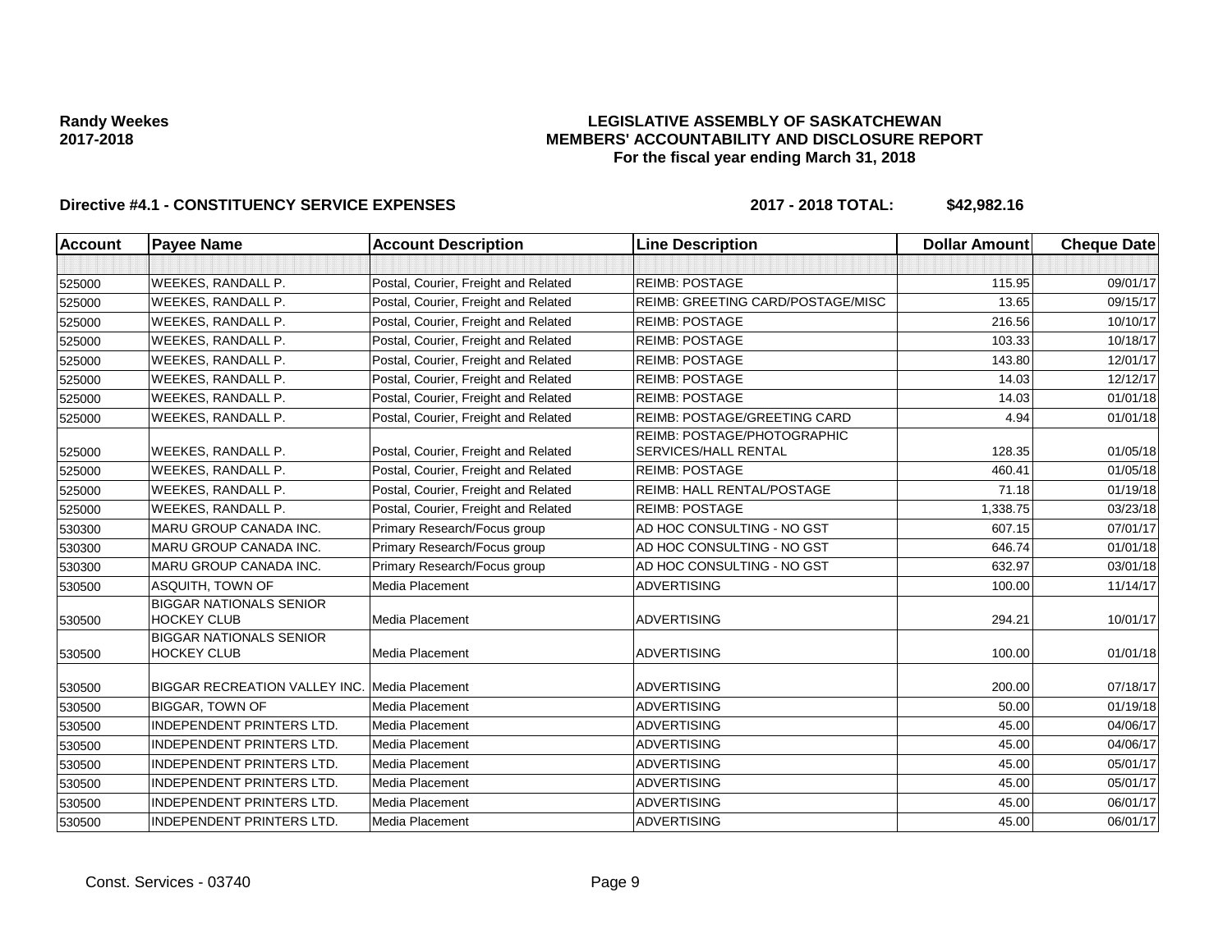**Randy Weekes**
**2017-2018**

# LEGISLATIVE ASSEMBLY OF SASKATCHEWAN
## MEMBERS' ACCOUNTABILITY AND DISCLOSURE REPORT
### For the fiscal year ending March 31, 2018

**Directive #4.1 - CONSTITUENCY SERVICE EXPENSES** **2017 - 2018 TOTAL: $42,982.16**

| Account | Payee Name | Account Description | Line Description | Dollar Amount | Cheque Date |
|---|---|---|---|---|---|
| | | | | | |
| 525000 | WEEKES, RANDALL P. | Postal, Courier, Freight and Related | REIMB: POSTAGE | 115.95 | 09/01/17 |
| 525000 | WEEKES, RANDALL P. | Postal, Courier, Freight and Related | REIMB: GREETING CARD/POSTAGE/MISC | 13.65 | 09/15/17 |
| 525000 | WEEKES, RANDALL P. | Postal, Courier, Freight and Related | REIMB: POSTAGE | 216.56 | 10/10/17 |
| 525000 | WEEKES, RANDALL P. | Postal, Courier, Freight and Related | REIMB: POSTAGE | 103.33 | 10/18/17 |
| 525000 | WEEKES, RANDALL P. | Postal, Courier, Freight and Related | REIMB: POSTAGE | 143.80 | 12/01/17 |
| 525000 | WEEKES, RANDALL P. | Postal, Courier, Freight and Related | REIMB: POSTAGE | 14.03 | 12/12/17 |
| 525000 | WEEKES, RANDALL P. | Postal, Courier, Freight and Related | REIMB: POSTAGE | 14.03 | 01/01/18 |
| 525000 | WEEKES, RANDALL P. | Postal, Courier, Freight and Related | REIMB: POSTAGE/GREETING CARD | 4.94 | 01/01/18 |
| 525000 | WEEKES, RANDALL P. | Postal, Courier, Freight and Related | REIMB: POSTAGE/PHOTOGRAPHIC SERVICES/HALL RENTAL | 128.35 | 01/05/18 |
| 525000 | WEEKES, RANDALL P. | Postal, Courier, Freight and Related | REIMB: POSTAGE | 460.41 | 01/05/18 |
| 525000 | WEEKES, RANDALL P. | Postal, Courier, Freight and Related | REIMB: HALL RENTAL/POSTAGE | 71.18 | 01/19/18 |
| 525000 | WEEKES, RANDALL P. | Postal, Courier, Freight and Related | REIMB: POSTAGE | 1,338.75 | 03/23/18 |
| 530300 | MARU GROUP CANADA INC. | Primary Research/Focus group | AD HOC CONSULTING - NO GST | 607.15 | 07/01/17 |
| 530300 | MARU GROUP CANADA INC. | Primary Research/Focus group | AD HOC CONSULTING - NO GST | 646.74 | 01/01/18 |
| 530300 | MARU GROUP CANADA INC. | Primary Research/Focus group | AD HOC CONSULTING - NO GST | 632.97 | 03/01/18 |
| 530500 | ASQUITH, TOWN OF | Media Placement | ADVERTISING | 100.00 | 11/14/17 |
| 530500 | BIGGAR NATIONALS SENIOR HOCKEY CLUB | Media Placement | ADVERTISING | 294.21 | 10/01/17 |
| 530500 | BIGGAR NATIONALS SENIOR HOCKEY CLUB | Media Placement | ADVERTISING | 100.00 | 01/01/18 |
| 530500 | BIGGAR RECREATION VALLEY INC. | Media Placement | ADVERTISING | 200.00 | 07/18/17 |
| 530500 | BIGGAR, TOWN OF | Media Placement | ADVERTISING | 50.00 | 01/19/18 |
| 530500 | INDEPENDENT PRINTERS LTD. | Media Placement | ADVERTISING | 45.00 | 04/06/17 |
| 530500 | INDEPENDENT PRINTERS LTD. | Media Placement | ADVERTISING | 45.00 | 04/06/17 |
| 530500 | INDEPENDENT PRINTERS LTD. | Media Placement | ADVERTISING | 45.00 | 05/01/17 |
| 530500 | INDEPENDENT PRINTERS LTD. | Media Placement | ADVERTISING | 45.00 | 05/01/17 |
| 530500 | INDEPENDENT PRINTERS LTD. | Media Placement | ADVERTISING | 45.00 | 06/01/17 |
| 530500 | INDEPENDENT PRINTERS LTD. | Media Placement | ADVERTISING | 45.00 | 06/01/17 |

Const. Services - 03740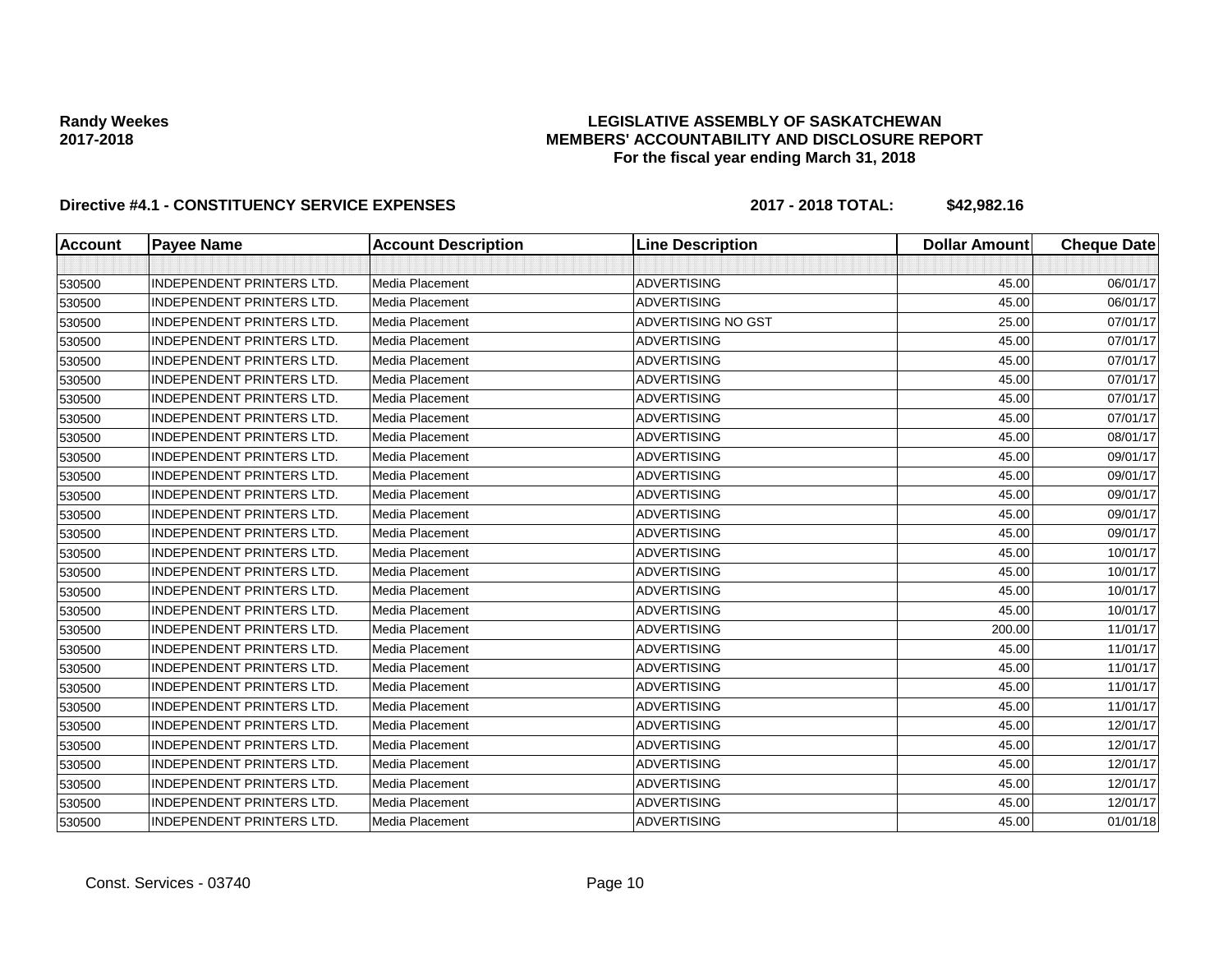**Randy Weekes**
**2017-2018**

**LEGISLATIVE ASSEMBLY OF SASKATCHEWAN**
**MEMBERS' ACCOUNTABILITY AND DISCLOSURE REPORT**
**For the fiscal year ending March 31, 2018**

**Directive #4.1 - CONSTITUENCY SERVICE EXPENSES** **2017 - 2018 TOTAL: $42,982.16**

| Account | Payee Name | Account Description | Line Description | Dollar Amount | Cheque Date |
|---|---|---|---|---|---|
| | | | | | |
| 530500 | INDEPENDENT PRINTERS LTD. | Media Placement | ADVERTISING | 45.00 | 06/01/17 |
| 530500 | INDEPENDENT PRINTERS LTD. | Media Placement | ADVERTISING | 45.00 | 06/01/17 |
| 530500 | INDEPENDENT PRINTERS LTD. | Media Placement | ADVERTISING NO GST | 25.00 | 07/01/17 |
| 530500 | INDEPENDENT PRINTERS LTD. | Media Placement | ADVERTISING | 45.00 | 07/01/17 |
| 530500 | INDEPENDENT PRINTERS LTD. | Media Placement | ADVERTISING | 45.00 | 07/01/17 |
| 530500 | INDEPENDENT PRINTERS LTD. | Media Placement | ADVERTISING | 45.00 | 07/01/17 |
| 530500 | INDEPENDENT PRINTERS LTD. | Media Placement | ADVERTISING | 45.00 | 07/01/17 |
| 530500 | INDEPENDENT PRINTERS LTD. | Media Placement | ADVERTISING | 45.00 | 07/01/17 |
| 530500 | INDEPENDENT PRINTERS LTD. | Media Placement | ADVERTISING | 45.00 | 08/01/17 |
| 530500 | INDEPENDENT PRINTERS LTD. | Media Placement | ADVERTISING | 45.00 | 09/01/17 |
| 530500 | INDEPENDENT PRINTERS LTD. | Media Placement | ADVERTISING | 45.00 | 09/01/17 |
| 530500 | INDEPENDENT PRINTERS LTD. | Media Placement | ADVERTISING | 45.00 | 09/01/17 |
| 530500 | INDEPENDENT PRINTERS LTD. | Media Placement | ADVERTISING | 45.00 | 09/01/17 |
| 530500 | INDEPENDENT PRINTERS LTD. | Media Placement | ADVERTISING | 45.00 | 09/01/17 |
| 530500 | INDEPENDENT PRINTERS LTD. | Media Placement | ADVERTISING | 45.00 | 10/01/17 |
| 530500 | INDEPENDENT PRINTERS LTD. | Media Placement | ADVERTISING | 45.00 | 10/01/17 |
| 530500 | INDEPENDENT PRINTERS LTD. | Media Placement | ADVERTISING | 45.00 | 10/01/17 |
| 530500 | INDEPENDENT PRINTERS LTD. | Media Placement | ADVERTISING | 45.00 | 10/01/17 |
| 530500 | INDEPENDENT PRINTERS LTD. | Media Placement | ADVERTISING | 200.00 | 11/01/17 |
| 530500 | INDEPENDENT PRINTERS LTD. | Media Placement | ADVERTISING | 45.00 | 11/01/17 |
| 530500 | INDEPENDENT PRINTERS LTD. | Media Placement | ADVERTISING | 45.00 | 11/01/17 |
| 530500 | INDEPENDENT PRINTERS LTD. | Media Placement | ADVERTISING | 45.00 | 11/01/17 |
| 530500 | INDEPENDENT PRINTERS LTD. | Media Placement | ADVERTISING | 45.00 | 11/01/17 |
| 530500 | INDEPENDENT PRINTERS LTD. | Media Placement | ADVERTISING | 45.00 | 12/01/17 |
| 530500 | INDEPENDENT PRINTERS LTD. | Media Placement | ADVERTISING | 45.00 | 12/01/17 |
| 530500 | INDEPENDENT PRINTERS LTD. | Media Placement | ADVERTISING | 45.00 | 12/01/17 |
| 530500 | INDEPENDENT PRINTERS LTD. | Media Placement | ADVERTISING | 45.00 | 12/01/17 |
| 530500 | INDEPENDENT PRINTERS LTD. | Media Placement | ADVERTISING | 45.00 | 12/01/17 |
| 530500 | INDEPENDENT PRINTERS LTD. | Media Placement | ADVERTISING | 45.00 | 01/01/18 |

Const. Services - 03740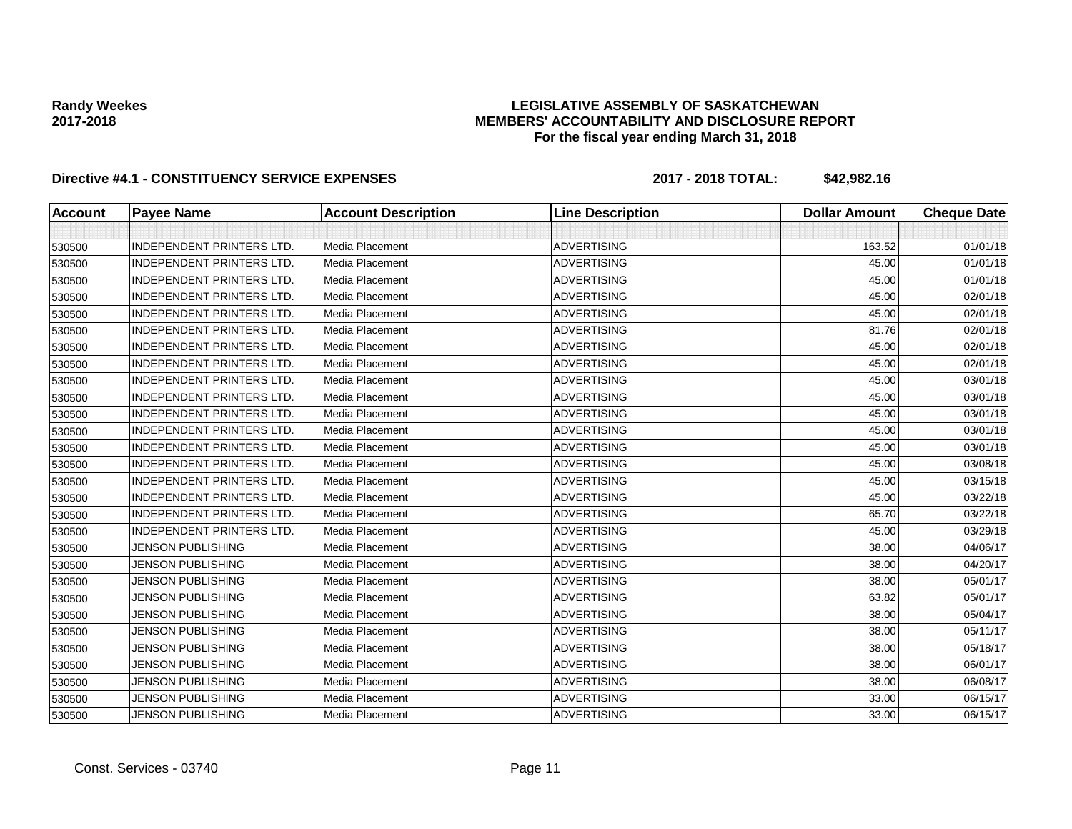**Randy Weekes**
**2017-2018**

**LEGISLATIVE ASSEMBLY OF SASKATCHEWAN**
**MEMBERS' ACCOUNTABILITY AND DISCLOSURE REPORT**
**For the fiscal year ending March 31, 2018**

**Directive #4.1 - CONSTITUENCY SERVICE EXPENSES** **2017 - 2018 TOTAL: $42,982.16**

| Account | Payee Name | Account Description | Line Description | Dollar Amount | Cheque Date |
|---|---|---|---|---|---|
| | | | | | |
| 530500 | INDEPENDENT PRINTERS LTD. | Media Placement | ADVERTISING | 163.52 | 01/01/18 |
| 530500 | INDEPENDENT PRINTERS LTD. | Media Placement | ADVERTISING | 45.00 | 01/01/18 |
| 530500 | INDEPENDENT PRINTERS LTD. | Media Placement | ADVERTISING | 45.00 | 01/01/18 |
| 530500 | INDEPENDENT PRINTERS LTD. | Media Placement | ADVERTISING | 45.00 | 02/01/18 |
| 530500 | INDEPENDENT PRINTERS LTD. | Media Placement | ADVERTISING | 45.00 | 02/01/18 |
| 530500 | INDEPENDENT PRINTERS LTD. | Media Placement | ADVERTISING | 81.76 | 02/01/18 |
| 530500 | INDEPENDENT PRINTERS LTD. | Media Placement | ADVERTISING | 45.00 | 02/01/18 |
| 530500 | INDEPENDENT PRINTERS LTD. | Media Placement | ADVERTISING | 45.00 | 02/01/18 |
| 530500 | INDEPENDENT PRINTERS LTD. | Media Placement | ADVERTISING | 45.00 | 03/01/18 |
| 530500 | INDEPENDENT PRINTERS LTD. | Media Placement | ADVERTISING | 45.00 | 03/01/18 |
| 530500 | INDEPENDENT PRINTERS LTD. | Media Placement | ADVERTISING | 45.00 | 03/01/18 |
| 530500 | INDEPENDENT PRINTERS LTD. | Media Placement | ADVERTISING | 45.00 | 03/01/18 |
| 530500 | INDEPENDENT PRINTERS LTD. | Media Placement | ADVERTISING | 45.00 | 03/01/18 |
| 530500 | INDEPENDENT PRINTERS LTD. | Media Placement | ADVERTISING | 45.00 | 03/08/18 |
| 530500 | INDEPENDENT PRINTERS LTD. | Media Placement | ADVERTISING | 45.00 | 03/15/18 |
| 530500 | INDEPENDENT PRINTERS LTD. | Media Placement | ADVERTISING | 45.00 | 03/22/18 |
| 530500 | INDEPENDENT PRINTERS LTD. | Media Placement | ADVERTISING | 65.70 | 03/22/18 |
| 530500 | INDEPENDENT PRINTERS LTD. | Media Placement | ADVERTISING | 45.00 | 03/29/18 |
| 530500 | JENSON PUBLISHING | Media Placement | ADVERTISING | 38.00 | 04/06/17 |
| 530500 | JENSON PUBLISHING | Media Placement | ADVERTISING | 38.00 | 04/20/17 |
| 530500 | JENSON PUBLISHING | Media Placement | ADVERTISING | 38.00 | 05/01/17 |
| 530500 | JENSON PUBLISHING | Media Placement | ADVERTISING | 63.82 | 05/01/17 |
| 530500 | JENSON PUBLISHING | Media Placement | ADVERTISING | 38.00 | 05/04/17 |
| 530500 | JENSON PUBLISHING | Media Placement | ADVERTISING | 38.00 | 05/11/17 |
| 530500 | JENSON PUBLISHING | Media Placement | ADVERTISING | 38.00 | 05/18/17 |
| 530500 | JENSON PUBLISHING | Media Placement | ADVERTISING | 38.00 | 06/01/17 |
| 530500 | JENSON PUBLISHING | Media Placement | ADVERTISING | 38.00 | 06/08/17 |
| 530500 | JENSON PUBLISHING | Media Placement | ADVERTISING | 33.00 | 06/15/17 |
| 530500 | JENSON PUBLISHING | Media Placement | ADVERTISING | 33.00 | 06/15/17 |

Const. Services - 03740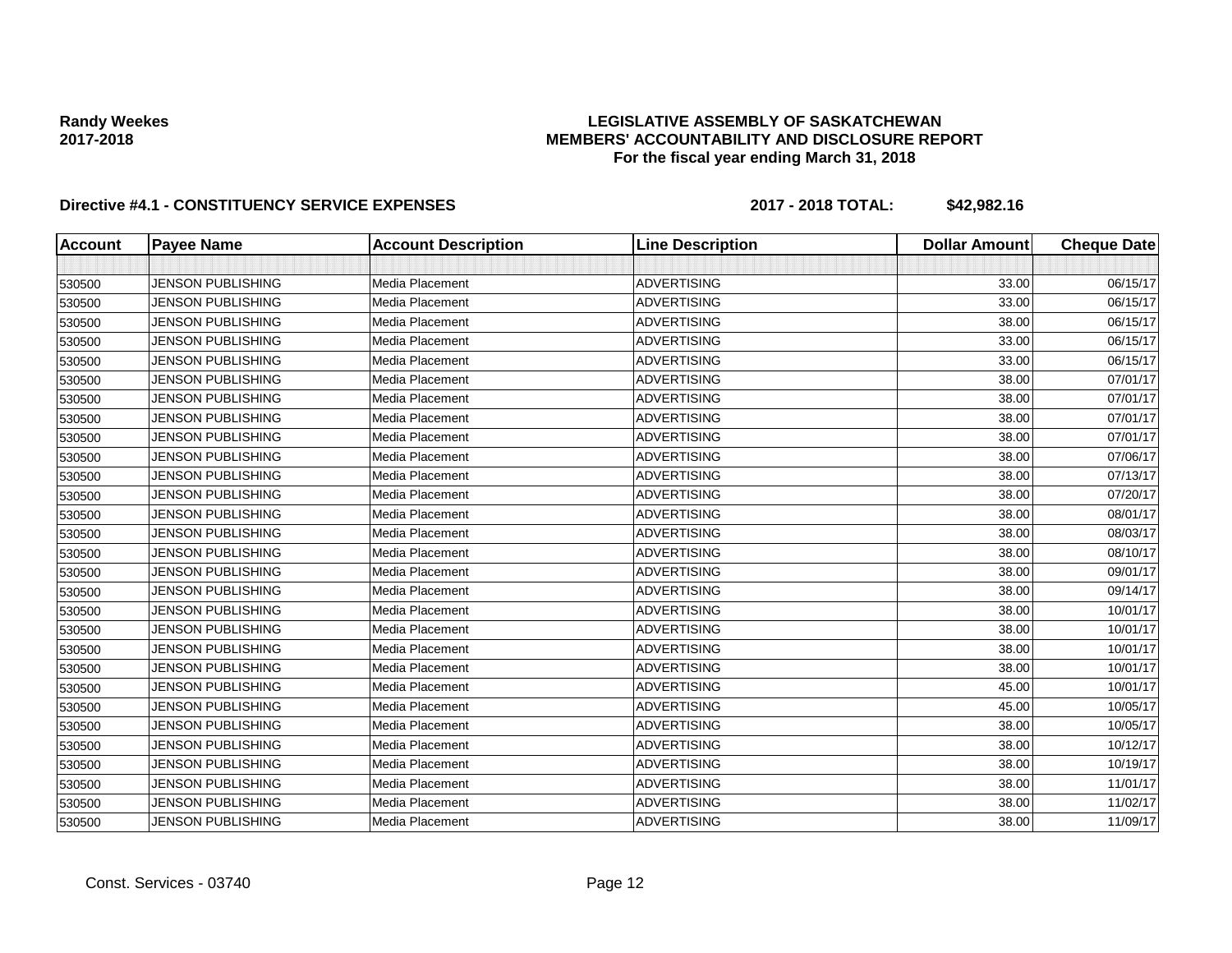**Randy Weekes**
**2017-2018**

**LEGISLATIVE ASSEMBLY OF SASKATCHEWAN**
**MEMBERS' ACCOUNTABILITY AND DISCLOSURE REPORT**
**For the fiscal year ending March 31, 2018**

**Directive #4.1 - CONSTITUENCY SERVICE EXPENSES** **2017 - 2018 TOTAL: $42,982.16**

| Account | Payee Name | Account Description | Line Description | Dollar Amount | Cheque Date |
|---|---|---|---|---|---|
| | | | | | |
| 530500 | JENSON PUBLISHING | Media Placement | ADVERTISING | 33.00 | 06/15/17 |
| 530500 | JENSON PUBLISHING | Media Placement | ADVERTISING | 33.00 | 06/15/17 |
| 530500 | JENSON PUBLISHING | Media Placement | ADVERTISING | 38.00 | 06/15/17 |
| 530500 | JENSON PUBLISHING | Media Placement | ADVERTISING | 33.00 | 06/15/17 |
| 530500 | JENSON PUBLISHING | Media Placement | ADVERTISING | 33.00 | 06/15/17 |
| 530500 | JENSON PUBLISHING | Media Placement | ADVERTISING | 38.00 | 07/01/17 |
| 530500 | JENSON PUBLISHING | Media Placement | ADVERTISING | 38.00 | 07/01/17 |
| 530500 | JENSON PUBLISHING | Media Placement | ADVERTISING | 38.00 | 07/01/17 |
| 530500 | JENSON PUBLISHING | Media Placement | ADVERTISING | 38.00 | 07/01/17 |
| 530500 | JENSON PUBLISHING | Media Placement | ADVERTISING | 38.00 | 07/06/17 |
| 530500 | JENSON PUBLISHING | Media Placement | ADVERTISING | 38.00 | 07/13/17 |
| 530500 | JENSON PUBLISHING | Media Placement | ADVERTISING | 38.00 | 07/20/17 |
| 530500 | JENSON PUBLISHING | Media Placement | ADVERTISING | 38.00 | 08/01/17 |
| 530500 | JENSON PUBLISHING | Media Placement | ADVERTISING | 38.00 | 08/03/17 |
| 530500 | JENSON PUBLISHING | Media Placement | ADVERTISING | 38.00 | 08/10/17 |
| 530500 | JENSON PUBLISHING | Media Placement | ADVERTISING | 38.00 | 09/01/17 |
| 530500 | JENSON PUBLISHING | Media Placement | ADVERTISING | 38.00 | 09/14/17 |
| 530500 | JENSON PUBLISHING | Media Placement | ADVERTISING | 38.00 | 10/01/17 |
| 530500 | JENSON PUBLISHING | Media Placement | ADVERTISING | 38.00 | 10/01/17 |
| 530500 | JENSON PUBLISHING | Media Placement | ADVERTISING | 38.00 | 10/01/17 |
| 530500 | JENSON PUBLISHING | Media Placement | ADVERTISING | 38.00 | 10/01/17 |
| 530500 | JENSON PUBLISHING | Media Placement | ADVERTISING | 45.00 | 10/01/17 |
| 530500 | JENSON PUBLISHING | Media Placement | ADVERTISING | 45.00 | 10/05/17 |
| 530500 | JENSON PUBLISHING | Media Placement | ADVERTISING | 38.00 | 10/05/17 |
| 530500 | JENSON PUBLISHING | Media Placement | ADVERTISING | 38.00 | 10/12/17 |
| 530500 | JENSON PUBLISHING | Media Placement | ADVERTISING | 38.00 | 10/19/17 |
| 530500 | JENSON PUBLISHING | Media Placement | ADVERTISING | 38.00 | 11/01/17 |
| 530500 | JENSON PUBLISHING | Media Placement | ADVERTISING | 38.00 | 11/02/17 |
| 530500 | JENSON PUBLISHING | Media Placement | ADVERTISING | 38.00 | 11/09/17 |

Const. Services - 03740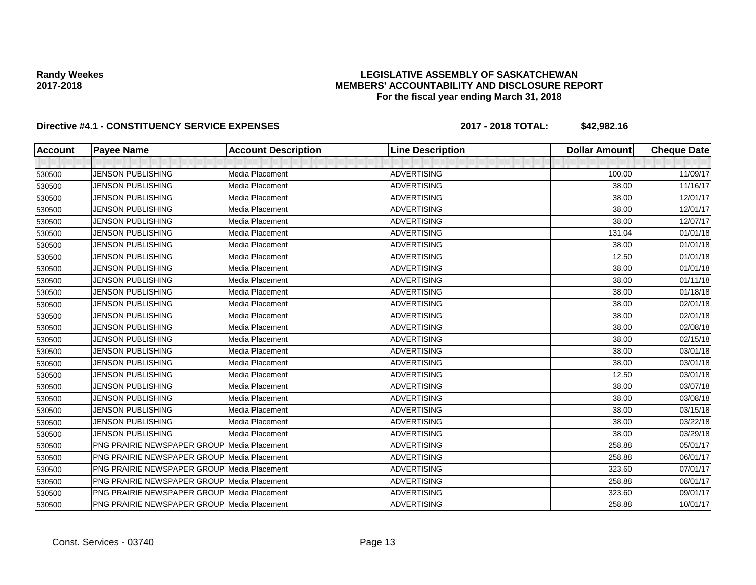**Randy Weekes**
**2017-2018**

**LEGISLATIVE ASSEMBLY OF SASKATCHEWAN**
**MEMBERS' ACCOUNTABILITY AND DISCLOSURE REPORT**
**For the fiscal year ending March 31, 2018**

**Directive #4.1 - CONSTITUENCY SERVICE EXPENSES** **2017 - 2018 TOTAL: $42,982.16**

| Account | Payee Name | Account Description | Line Description | Dollar Amount | Cheque Date |
|---|---|---|---|---|---|
| | | | | | |
| 530500 | JENSON PUBLISHING | Media Placement | ADVERTISING | 100.00 | 11/09/17 |
| 530500 | JENSON PUBLISHING | Media Placement | ADVERTISING | 38.00 | 11/16/17 |
| 530500 | JENSON PUBLISHING | Media Placement | ADVERTISING | 38.00 | 12/01/17 |
| 530500 | JENSON PUBLISHING | Media Placement | ADVERTISING | 38.00 | 12/01/17 |
| 530500 | JENSON PUBLISHING | Media Placement | ADVERTISING | 38.00 | 12/07/17 |
| 530500 | JENSON PUBLISHING | Media Placement | ADVERTISING | 131.04 | 01/01/18 |
| 530500 | JENSON PUBLISHING | Media Placement | ADVERTISING | 38.00 | 01/01/18 |
| 530500 | JENSON PUBLISHING | Media Placement | ADVERTISING | 12.50 | 01/01/18 |
| 530500 | JENSON PUBLISHING | Media Placement | ADVERTISING | 38.00 | 01/01/18 |
| 530500 | JENSON PUBLISHING | Media Placement | ADVERTISING | 38.00 | 01/11/18 |
| 530500 | JENSON PUBLISHING | Media Placement | ADVERTISING | 38.00 | 01/18/18 |
| 530500 | JENSON PUBLISHING | Media Placement | ADVERTISING | 38.00 | 02/01/18 |
| 530500 | JENSON PUBLISHING | Media Placement | ADVERTISING | 38.00 | 02/01/18 |
| 530500 | JENSON PUBLISHING | Media Placement | ADVERTISING | 38.00 | 02/08/18 |
| 530500 | JENSON PUBLISHING | Media Placement | ADVERTISING | 38.00 | 02/15/18 |
| 530500 | JENSON PUBLISHING | Media Placement | ADVERTISING | 38.00 | 03/01/18 |
| 530500 | JENSON PUBLISHING | Media Placement | ADVERTISING | 38.00 | 03/01/18 |
| 530500 | JENSON PUBLISHING | Media Placement | ADVERTISING | 12.50 | 03/01/18 |
| 530500 | JENSON PUBLISHING | Media Placement | ADVERTISING | 38.00 | 03/07/18 |
| 530500 | JENSON PUBLISHING | Media Placement | ADVERTISING | 38.00 | 03/08/18 |
| 530500 | JENSON PUBLISHING | Media Placement | ADVERTISING | 38.00 | 03/15/18 |
| 530500 | JENSON PUBLISHING | Media Placement | ADVERTISING | 38.00 | 03/22/18 |
| 530500 | JENSON PUBLISHING | Media Placement | ADVERTISING | 38.00 | 03/29/18 |
| 530500 | PNG PRAIRIE NEWSPAPER GROUP | Media Placement | ADVERTISING | 258.88 | 05/01/17 |
| 530500 | PNG PRAIRIE NEWSPAPER GROUP | Media Placement | ADVERTISING | 258.88 | 06/01/17 |
| 530500 | PNG PRAIRIE NEWSPAPER GROUP | Media Placement | ADVERTISING | 323.60 | 07/01/17 |
| 530500 | PNG PRAIRIE NEWSPAPER GROUP | Media Placement | ADVERTISING | 258.88 | 08/01/17 |
| 530500 | PNG PRAIRIE NEWSPAPER GROUP | Media Placement | ADVERTISING | 323.60 | 09/01/17 |
| 530500 | PNG PRAIRIE NEWSPAPER GROUP | Media Placement | ADVERTISING | 258.88 | 10/01/17 |

Const. Services - 03740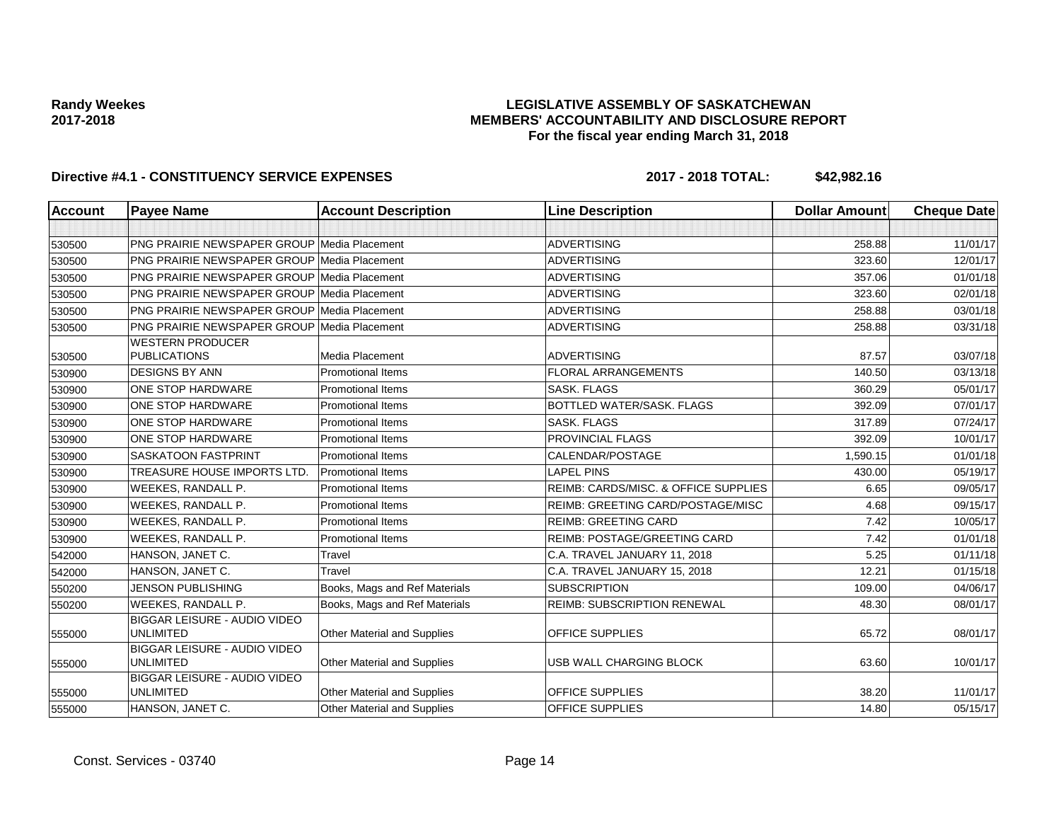**Randy Weekes**
**2017-2018**

# LEGISLATIVE ASSEMBLY OF SASKATCHEWAN
## MEMBERS' ACCOUNTABILITY AND DISCLOSURE REPORT
### For the fiscal year ending March 31, 2018

**Directive #4.1 - CONSTITUENCY SERVICE EXPENSES** **2017 - 2018 TOTAL: $42,982.16**

| Account | Payee Name | Account Description | Line Description | Dollar Amount | Cheque Date |
|---|---|---|---|---|---|
| | | | | | |
| 530500 | PNG PRAIRIE NEWSPAPER GROUP | Media Placement | ADVERTISING | 258.88 | 11/01/17 |
| 530500 | PNG PRAIRIE NEWSPAPER GROUP | Media Placement | ADVERTISING | 323.60 | 12/01/17 |
| 530500 | PNG PRAIRIE NEWSPAPER GROUP | Media Placement | ADVERTISING | 357.06 | 01/01/18 |
| 530500 | PNG PRAIRIE NEWSPAPER GROUP | Media Placement | ADVERTISING | 323.60 | 02/01/18 |
| 530500 | PNG PRAIRIE NEWSPAPER GROUP | Media Placement | ADVERTISING | 258.88 | 03/01/18 |
| 530500 | PNG PRAIRIE NEWSPAPER GROUP | Media Placement | ADVERTISING | 258.88 | 03/31/18 |
| 530500 | WESTERN PRODUCER PUBLICATIONS | Media Placement | ADVERTISING | 87.57 | 03/07/18 |
| 530900 | DESIGNS BY ANN | Promotional Items | FLORAL ARRANGEMENTS | 140.50 | 03/13/18 |
| 530900 | ONE STOP HARDWARE | Promotional Items | SASK. FLAGS | 360.29 | 05/01/17 |
| 530900 | ONE STOP HARDWARE | Promotional Items | BOTTLED WATER/SASK. FLAGS | 392.09 | 07/01/17 |
| 530900 | ONE STOP HARDWARE | Promotional Items | SASK. FLAGS | 317.89 | 07/24/17 |
| 530900 | ONE STOP HARDWARE | Promotional Items | PROVINCIAL FLAGS | 392.09 | 10/01/17 |
| 530900 | SASKATOON FASTPRINT | Promotional Items | CALENDAR/POSTAGE | 1,590.15 | 01/01/18 |
| 530900 | TREASURE HOUSE IMPORTS LTD. | Promotional Items | LAPEL PINS | 430.00 | 05/19/17 |
| 530900 | WEEKES, RANDALL P. | Promotional Items | REIMB: CARDS/MISC. & OFFICE SUPPLIES | 6.65 | 09/05/17 |
| 530900 | WEEKES, RANDALL P. | Promotional Items | REIMB: GREETING CARD/POSTAGE/MISC | 4.68 | 09/15/17 |
| 530900 | WEEKES, RANDALL P. | Promotional Items | REIMB: GREETING CARD | 7.42 | 10/05/17 |
| 530900 | WEEKES, RANDALL P. | Promotional Items | REIMB: POSTAGE/GREETING CARD | 7.42 | 01/01/18 |
| 542000 | HANSON, JANET C. | Travel | C.A. TRAVEL JANUARY 11, 2018 | 5.25 | 01/11/18 |
| 542000 | HANSON, JANET C. | Travel | C.A. TRAVEL JANUARY 15, 2018 | 12.21 | 01/15/18 |
| 550200 | JENSON PUBLISHING | Books, Mags and Ref Materials | SUBSCRIPTION | 109.00 | 04/06/17 |
| 550200 | WEEKES, RANDALL P. | Books, Mags and Ref Materials | REIMB: SUBSCRIPTION RENEWAL | 48.30 | 08/01/17 |
| 555000 | BIGGAR LEISURE - AUDIO VIDEO UNLIMITED | Other Material and Supplies | OFFICE SUPPLIES | 65.72 | 08/01/17 |
| 555000 | BIGGAR LEISURE - AUDIO VIDEO UNLIMITED | Other Material and Supplies | USB WALL CHARGING BLOCK | 63.60 | 10/01/17 |
| 555000 | BIGGAR LEISURE - AUDIO VIDEO UNLIMITED | Other Material and Supplies | OFFICE SUPPLIES | 38.20 | 11/01/17 |
| 555000 | HANSON, JANET C. | Other Material and Supplies | OFFICE SUPPLIES | 14.80 | 05/15/17 |

Const. Services - 03740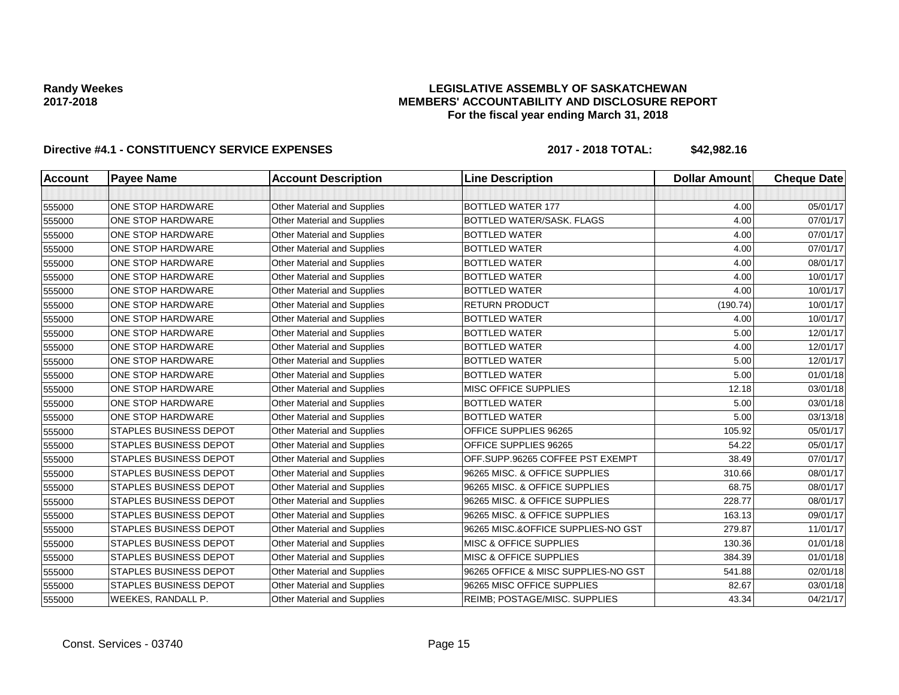**Randy Weekes**
**2017-2018**

**LEGISLATIVE ASSEMBLY OF SASKATCHEWAN**
**MEMBERS' ACCOUNTABILITY AND DISCLOSURE REPORT**
**For the fiscal year ending March 31, 2018**

**Directive #4.1 - CONSTITUENCY SERVICE EXPENSES** **2017 - 2018 TOTAL: $42,982.16**

| Account | Payee Name | Account Description | Line Description | Dollar Amount | Cheque Date |
|---|---|---|---|---|---|
| | | | | | |
| 555000 | ONE STOP HARDWARE | Other Material and Supplies | BOTTLED WATER 177 | 4.00 | 05/01/17 |
| 555000 | ONE STOP HARDWARE | Other Material and Supplies | BOTTLED WATER/SASK. FLAGS | 4.00 | 07/01/17 |
| 555000 | ONE STOP HARDWARE | Other Material and Supplies | BOTTLED WATER | 4.00 | 07/01/17 |
| 555000 | ONE STOP HARDWARE | Other Material and Supplies | BOTTLED WATER | 4.00 | 07/01/17 |
| 555000 | ONE STOP HARDWARE | Other Material and Supplies | BOTTLED WATER | 4.00 | 08/01/17 |
| 555000 | ONE STOP HARDWARE | Other Material and Supplies | BOTTLED WATER | 4.00 | 10/01/17 |
| 555000 | ONE STOP HARDWARE | Other Material and Supplies | BOTTLED WATER | 4.00 | 10/01/17 |
| 555000 | ONE STOP HARDWARE | Other Material and Supplies | RETURN PRODUCT | (190.74) | 10/01/17 |
| 555000 | ONE STOP HARDWARE | Other Material and Supplies | BOTTLED WATER | 4.00 | 10/01/17 |
| 555000 | ONE STOP HARDWARE | Other Material and Supplies | BOTTLED WATER | 5.00 | 12/01/17 |
| 555000 | ONE STOP HARDWARE | Other Material and Supplies | BOTTLED WATER | 4.00 | 12/01/17 |
| 555000 | ONE STOP HARDWARE | Other Material and Supplies | BOTTLED WATER | 5.00 | 12/01/17 |
| 555000 | ONE STOP HARDWARE | Other Material and Supplies | BOTTLED WATER | 5.00 | 01/01/18 |
| 555000 | ONE STOP HARDWARE | Other Material and Supplies | MISC OFFICE SUPPLIES | 12.18 | 03/01/18 |
| 555000 | ONE STOP HARDWARE | Other Material and Supplies | BOTTLED WATER | 5.00 | 03/01/18 |
| 555000 | ONE STOP HARDWARE | Other Material and Supplies | BOTTLED WATER | 5.00 | 03/13/18 |
| 555000 | STAPLES BUSINESS DEPOT | Other Material and Supplies | OFFICE SUPPLIES 96265 | 105.92 | 05/01/17 |
| 555000 | STAPLES BUSINESS DEPOT | Other Material and Supplies | OFFICE SUPPLIES 96265 | 54.22 | 05/01/17 |
| 555000 | STAPLES BUSINESS DEPOT | Other Material and Supplies | OFF.SUPP.96265 COFFEE PST EXEMPT | 38.49 | 07/01/17 |
| 555000 | STAPLES BUSINESS DEPOT | Other Material and Supplies | 96265 MISC. & OFFICE SUPPLIES | 310.66 | 08/01/17 |
| 555000 | STAPLES BUSINESS DEPOT | Other Material and Supplies | 96265 MISC. & OFFICE SUPPLIES | 68.75 | 08/01/17 |
| 555000 | STAPLES BUSINESS DEPOT | Other Material and Supplies | 96265 MISC. & OFFICE SUPPLIES | 228.77 | 08/01/17 |
| 555000 | STAPLES BUSINESS DEPOT | Other Material and Supplies | 96265 MISC. & OFFICE SUPPLIES | 163.13 | 09/01/17 |
| 555000 | STAPLES BUSINESS DEPOT | Other Material and Supplies | 96265 MISC.&OFFICE SUPPLIES-NO GST | 279.87 | 11/01/17 |
| 555000 | STAPLES BUSINESS DEPOT | Other Material and Supplies | MISC & OFFICE SUPPLIES | 130.36 | 01/01/18 |
| 555000 | STAPLES BUSINESS DEPOT | Other Material and Supplies | MISC & OFFICE SUPPLIES | 384.39 | 01/01/18 |
| 555000 | STAPLES BUSINESS DEPOT | Other Material and Supplies | 96265 OFFICE & MISC SUPPLIES-NO GST | 541.88 | 02/01/18 |
| 555000 | STAPLES BUSINESS DEPOT | Other Material and Supplies | 96265 MISC OFFICE SUPPLIES | 82.67 | 03/01/18 |
| 555000 | WEEKES, RANDALL P. | Other Material and Supplies | REIMB; POSTAGE/MISC. SUPPLIES | 43.34 | 04/21/17 |

Const. Services - 03740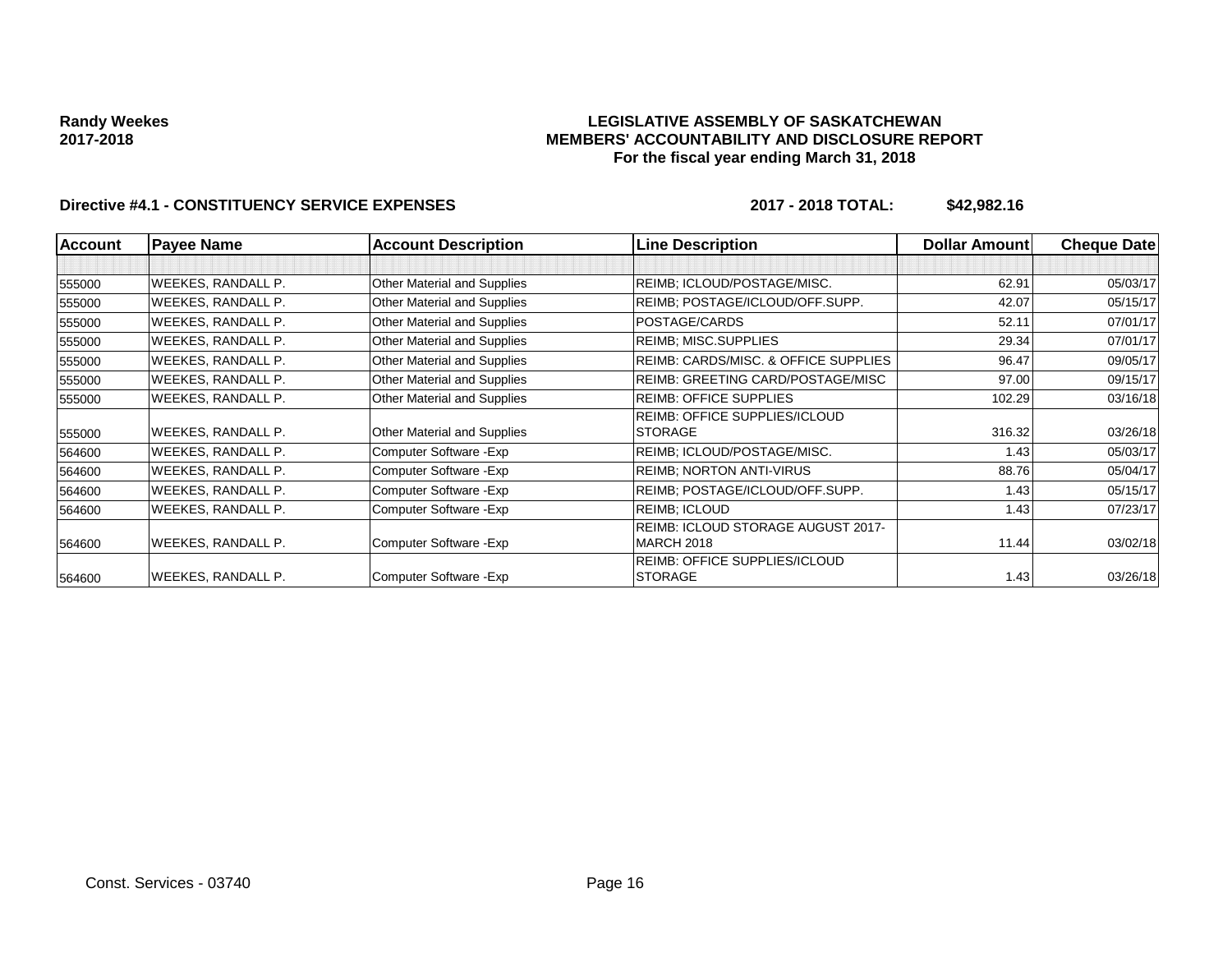**Randy Weekes**
**2017-2018**

# LEGISLATIVE ASSEMBLY OF SASKATCHEWAN
## MEMBERS' ACCOUNTABILITY AND DISCLOSURE REPORT
### For the fiscal year ending March 31, 2018

**Directive #4.1 - CONSTITUENCY SERVICE EXPENSES** **2017 - 2018 TOTAL: $42,982.16**

| Account | Payee Name | Account Description | Line Description | Dollar Amount | Cheque Date |
|---|---|---|---|---|---|
| | | | | | |
| 555000 | WEEKES, RANDALL P. | Other Material and Supplies | REIMB; ICLOUD/POSTAGE/MISC. | 62.91 | 05/03/17 |
| 555000 | WEEKES, RANDALL P. | Other Material and Supplies | REIMB; POSTAGE/ICLOUD/OFF.SUPP. | 42.07 | 05/15/17 |
| 555000 | WEEKES, RANDALL P. | Other Material and Supplies | POSTAGE/CARDS | 52.11 | 07/01/17 |
| 555000 | WEEKES, RANDALL P. | Other Material and Supplies | REIMB; MISC.SUPPLIES | 29.34 | 07/01/17 |
| 555000 | WEEKES, RANDALL P. | Other Material and Supplies | REIMB: CARDS/MISC. & OFFICE SUPPLIES | 96.47 | 09/05/17 |
| 555000 | WEEKES, RANDALL P. | Other Material and Supplies | REIMB: GREETING CARD/POSTAGE/MISC | 97.00 | 09/15/17 |
| 555000 | WEEKES, RANDALL P. | Other Material and Supplies | REIMB: OFFICE SUPPLIES | 102.29 | 03/16/18 |
| 555000 | WEEKES, RANDALL P. | Other Material and Supplies | REIMB: OFFICE SUPPLIES/ICLOUD STORAGE | 316.32 | 03/26/18 |
| 564600 | WEEKES, RANDALL P. | Computer Software -Exp | REIMB; ICLOUD/POSTAGE/MISC. | 1.43 | 05/03/17 |
| 564600 | WEEKES, RANDALL P. | Computer Software -Exp | REIMB; NORTON ANTI-VIRUS | 88.76 | 05/04/17 |
| 564600 | WEEKES, RANDALL P. | Computer Software -Exp | REIMB; POSTAGE/ICLOUD/OFF.SUPP. | 1.43 | 05/15/17 |
| 564600 | WEEKES, RANDALL P. | Computer Software -Exp | REIMB; ICLOUD | 1.43 | 07/23/17 |
| 564600 | WEEKES, RANDALL P. | Computer Software -Exp | REIMB: ICLOUD STORAGE AUGUST 2017-MARCH 2018 | 11.44 | 03/02/18 |
| 564600 | WEEKES, RANDALL P. | Computer Software -Exp | REIMB: OFFICE SUPPLIES/ICLOUD STORAGE | 1.43 | 03/26/18 |

Const. Services - 03740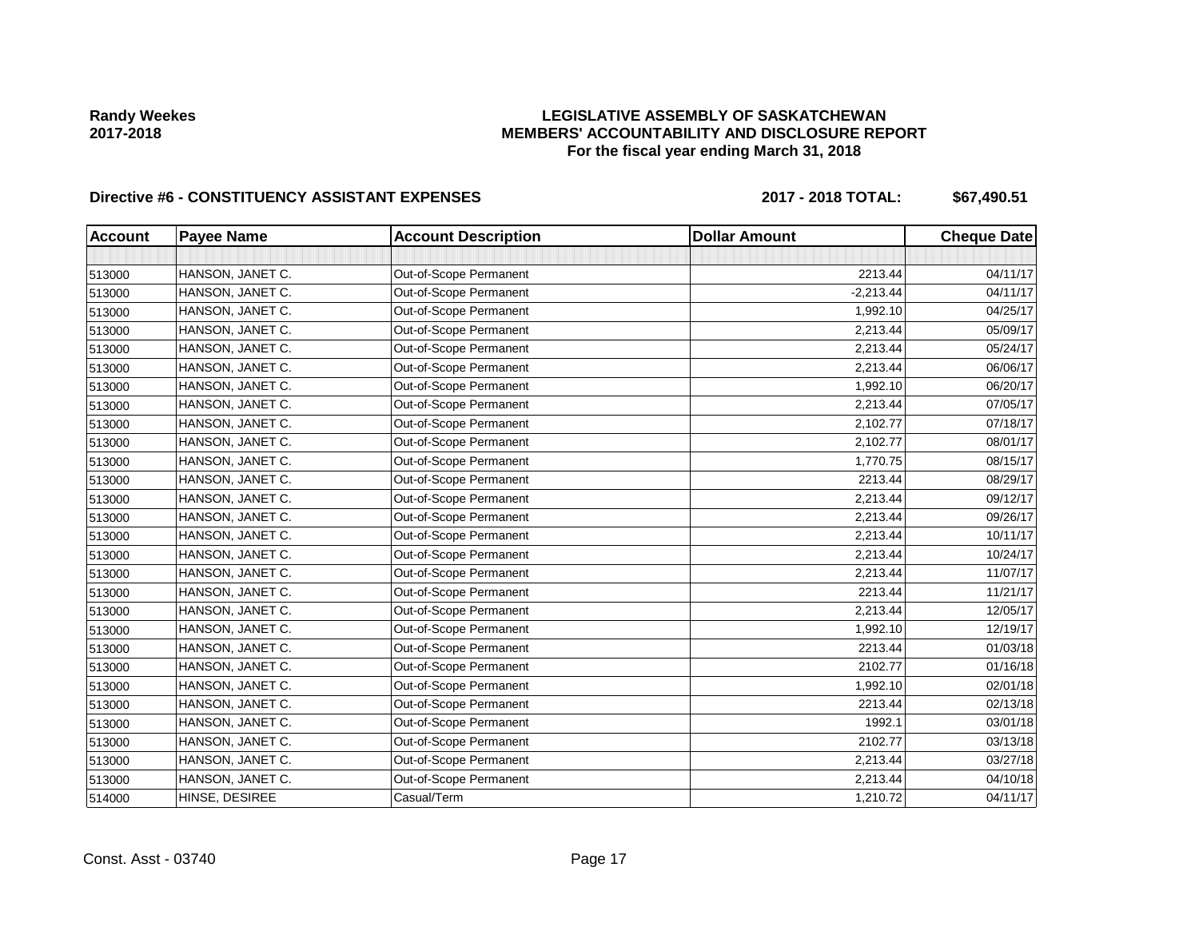Randy Weekes
2017-2018

**LEGISLATIVE ASSEMBLY OF SASKATCHEWAN**
**MEMBERS' ACCOUNTABILITY AND DISCLOSURE REPORT**
**For the fiscal year ending March 31, 2018**

**Directive #6 - CONSTITUENCY ASSISTANT EXPENSES** **2017 - 2018 TOTAL: $67,490.51**

| Account | Payee Name | Account Description | Dollar Amount | Cheque Date |
|---|---|---|---|---|
| | | | | |
| 513000 | HANSON, JANET C. | Out-of-Scope Permanent | 2213.44 | 04/11/17 |
| 513000 | HANSON, JANET C. | Out-of-Scope Permanent | -2,213.44 | 04/11/17 |
| 513000 | HANSON, JANET C. | Out-of-Scope Permanent | 1,992.10 | 04/25/17 |
| 513000 | HANSON, JANET C. | Out-of-Scope Permanent | 2,213.44 | 05/09/17 |
| 513000 | HANSON, JANET C. | Out-of-Scope Permanent | 2,213.44 | 05/24/17 |
| 513000 | HANSON, JANET C. | Out-of-Scope Permanent | 2,213.44 | 06/06/17 |
| 513000 | HANSON, JANET C. | Out-of-Scope Permanent | 1,992.10 | 06/20/17 |
| 513000 | HANSON, JANET C. | Out-of-Scope Permanent | 2,213.44 | 07/05/17 |
| 513000 | HANSON, JANET C. | Out-of-Scope Permanent | 2,102.77 | 07/18/17 |
| 513000 | HANSON, JANET C. | Out-of-Scope Permanent | 2,102.77 | 08/01/17 |
| 513000 | HANSON, JANET C. | Out-of-Scope Permanent | 1,770.75 | 08/15/17 |
| 513000 | HANSON, JANET C. | Out-of-Scope Permanent | 2213.44 | 08/29/17 |
| 513000 | HANSON, JANET C. | Out-of-Scope Permanent | 2,213.44 | 09/12/17 |
| 513000 | HANSON, JANET C. | Out-of-Scope Permanent | 2,213.44 | 09/26/17 |
| 513000 | HANSON, JANET C. | Out-of-Scope Permanent | 2,213.44 | 10/11/17 |
| 513000 | HANSON, JANET C. | Out-of-Scope Permanent | 2,213.44 | 10/24/17 |
| 513000 | HANSON, JANET C. | Out-of-Scope Permanent | 2,213.44 | 11/07/17 |
| 513000 | HANSON, JANET C. | Out-of-Scope Permanent | 2213.44 | 11/21/17 |
| 513000 | HANSON, JANET C. | Out-of-Scope Permanent | 2,213.44 | 12/05/17 |
| 513000 | HANSON, JANET C. | Out-of-Scope Permanent | 1,992.10 | 12/19/17 |
| 513000 | HANSON, JANET C. | Out-of-Scope Permanent | 2213.44 | 01/03/18 |
| 513000 | HANSON, JANET C. | Out-of-Scope Permanent | 2102.77 | 01/16/18 |
| 513000 | HANSON, JANET C. | Out-of-Scope Permanent | 1,992.10 | 02/01/18 |
| 513000 | HANSON, JANET C. | Out-of-Scope Permanent | 2213.44 | 02/13/18 |
| 513000 | HANSON, JANET C. | Out-of-Scope Permanent | 1992.1 | 03/01/18 |
| 513000 | HANSON, JANET C. | Out-of-Scope Permanent | 2102.77 | 03/13/18 |
| 513000 | HANSON, JANET C. | Out-of-Scope Permanent | 2,213.44 | 03/27/18 |
| 513000 | HANSON, JANET C. | Out-of-Scope Permanent | 2,213.44 | 04/10/18 |
| 514000 | HINSE, DESIREE | Casual/Term | 1,210.72 | 04/11/17 |

Const. Asst - 03740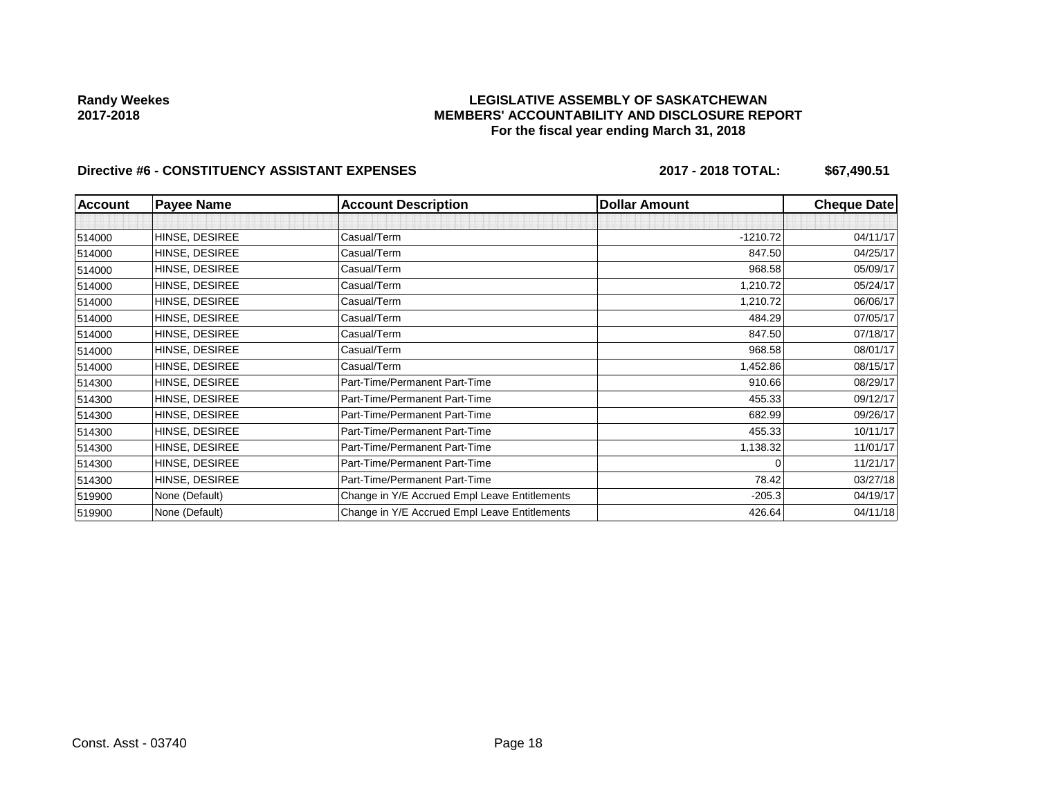Randy Weekes
2017-2018

**LEGISLATIVE ASSEMBLY OF SASKATCHEWAN**
**MEMBERS' ACCOUNTABILITY AND DISCLOSURE REPORT**
**For the fiscal year ending March 31, 2018**

**Directive #6 - CONSTITUENCY ASSISTANT EXPENSES** **2017 - 2018 TOTAL: $67,490.51**

| Account | Payee Name | Account Description | Dollar Amount | Cheque Date |
|---|---|---|---|---|
| | | | | |
| 514000 | HINSE, DESIREE | Casual/Term | -1210.72 | 04/11/17 |
| 514000 | HINSE, DESIREE | Casual/Term | 847.50 | 04/25/17 |
| 514000 | HINSE, DESIREE | Casual/Term | 968.58 | 05/09/17 |
| 514000 | HINSE, DESIREE | Casual/Term | 1,210.72 | 05/24/17 |
| 514000 | HINSE, DESIREE | Casual/Term | 1,210.72 | 06/06/17 |
| 514000 | HINSE, DESIREE | Casual/Term | 484.29 | 07/05/17 |
| 514000 | HINSE, DESIREE | Casual/Term | 847.50 | 07/18/17 |
| 514000 | HINSE, DESIREE | Casual/Term | 968.58 | 08/01/17 |
| 514000 | HINSE, DESIREE | Casual/Term | 1,452.86 | 08/15/17 |
| 514300 | HINSE, DESIREE | Part-Time/Permanent Part-Time | 910.66 | 08/29/17 |
| 514300 | HINSE, DESIREE | Part-Time/Permanent Part-Time | 455.33 | 09/12/17 |
| 514300 | HINSE, DESIREE | Part-Time/Permanent Part-Time | 682.99 | 09/26/17 |
| 514300 | HINSE, DESIREE | Part-Time/Permanent Part-Time | 455.33 | 10/11/17 |
| 514300 | HINSE, DESIREE | Part-Time/Permanent Part-Time | 1,138.32 | 11/01/17 |
| 514300 | HINSE, DESIREE | Part-Time/Permanent Part-Time | 0 | 11/21/17 |
| 514300 | HINSE, DESIREE | Part-Time/Permanent Part-Time | 78.42 | 03/27/18 |
| 519900 | None (Default) | Change in Y/E Accrued Empl Leave Entitlements | -205.3 | 04/19/17 |
| 519900 | None (Default) | Change in Y/E Accrued Empl Leave Entitlements | 426.64 | 04/11/18 |

Const. Asst - 03740